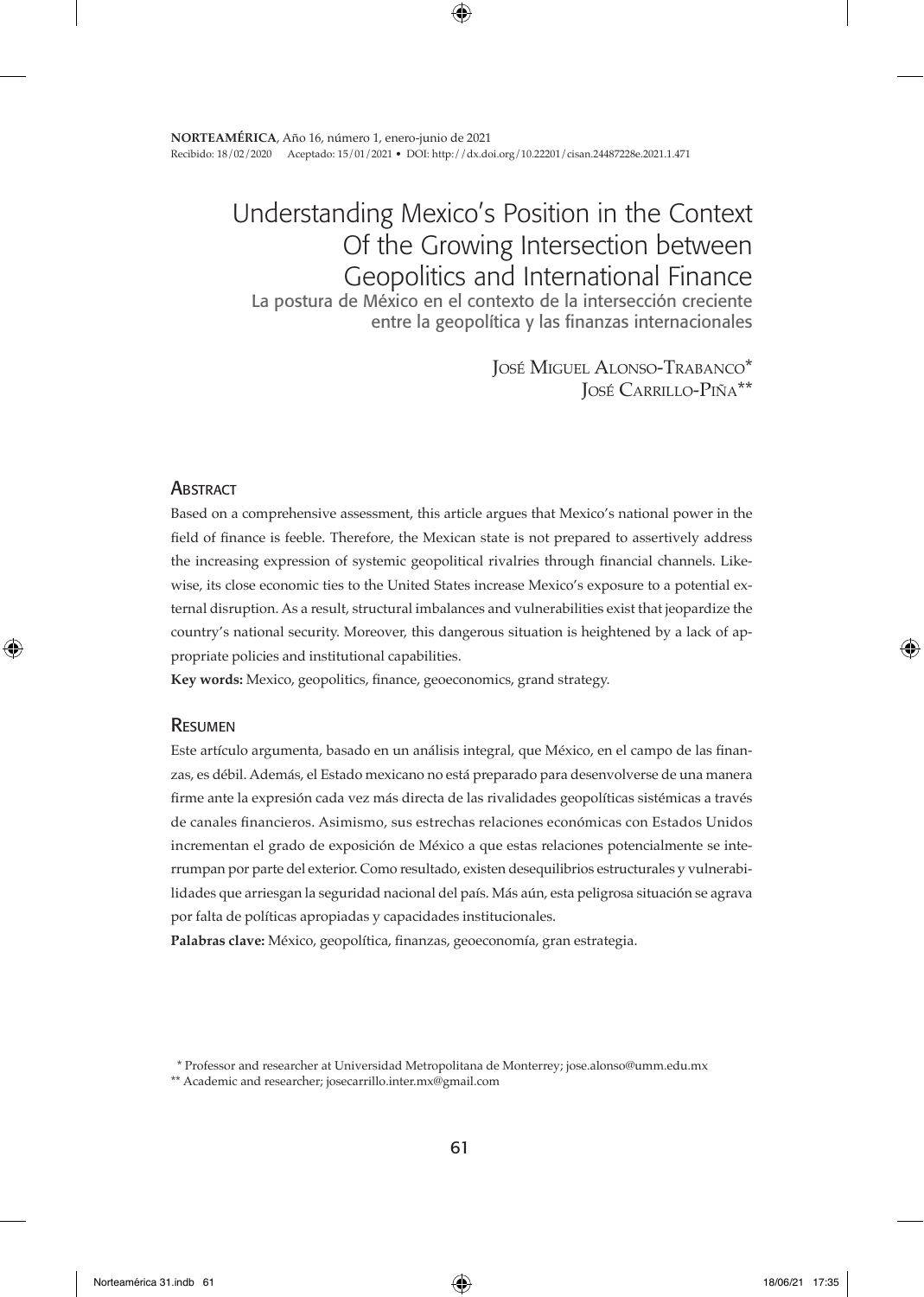**NORTEAMÉRICA**, Año 16, número 1, enero-junio de 2021
Recibido: 18/02/2020 Aceptado: 15/01/2021 • DOI: http://dx.doi.org/10.22201/cisan.24487228e.2021.1.471

# Understanding Mexico's Position in the Context Of the Growing Intersection between Geopolitics and International Finance

## La postura de México en el contexto de la intersección creciente entre la geopolítica y las finanzas internacionales

José Miguel Alonso-Trabanco*
José Carrillo-Piña**

## Abstract

Based on a comprehensive assessment, this article argues that Mexico's national power in the field of finance is feeble. Therefore, the Mexican state is not prepared to assertively address the increasing expression of systemic geopolitical rivalries through financial channels. Likewise, its close economic ties to the United States increase Mexico's exposure to a potential external disruption. As a result, structural imbalances and vulnerabilities exist that jeopardize the country's national security. Moreover, this dangerous situation is heightened by a lack of appropriate policies and institutional capabilities.

**Key words:** Mexico, geopolitics, finance, geoeconomics, grand strategy.

## Resumen

Este artículo argumenta, basado en un análisis integral, que México, en el campo de las finanzas, es débil. Además, el Estado mexicano no está preparado para desenvolverse de una manera firme ante la expresión cada vez más directa de las rivalidades geopolíticas sistémicas a través de canales financieros. Asimismo, sus estrechas relaciones económicas con Estados Unidos incrementan el grado de exposición de México a que estas relaciones potencialmente se interrumpan por parte del exterior. Como resultado, existen desequilibrios estructurales y vulnerabilidades que arriesgan la seguridad nacional del país. Más aún, esta peligrosa situación se agrava por falta de políticas apropiadas y capacidades institucionales.

**Palabras clave:** México, geopolítica, finanzas, geoeconomía, gran estrategia.

\* Professor and researcher at Universidad Metropolitana de Monterrey; jose.alonso@umm.edu.mx

\*\* Academic and researcher; josecarrillo.inter.mx@gmail.com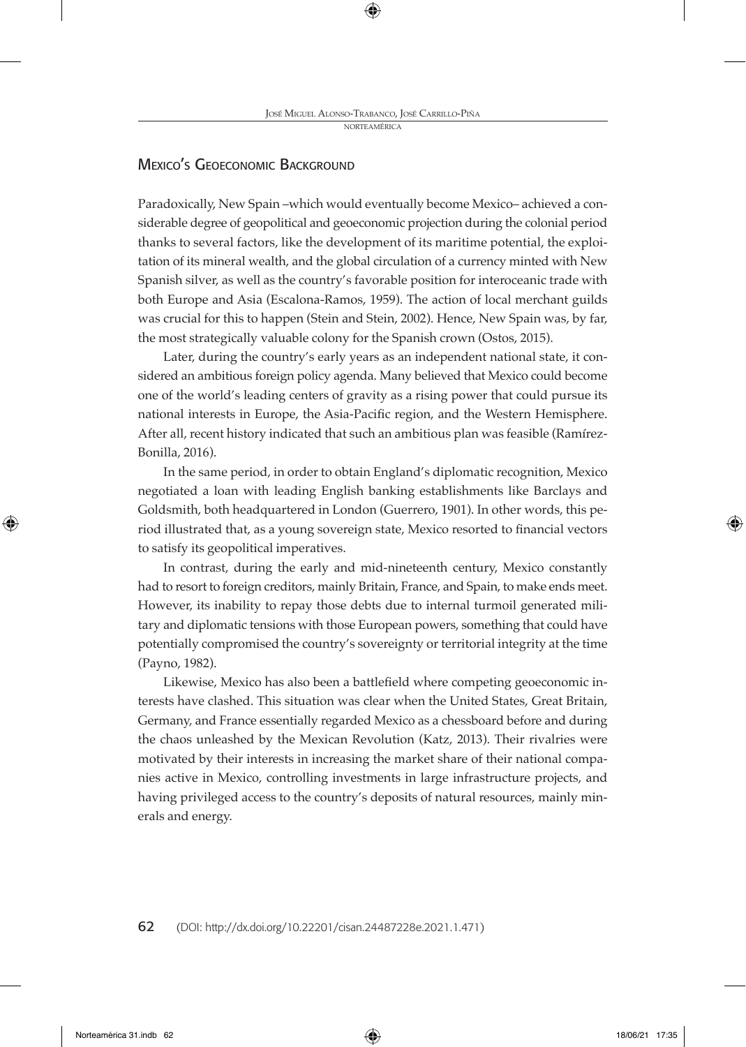## Mexico's Geoeconomic Background

Paradoxically, New Spain –which would eventually become Mexico– achieved a considerable degree of geopolitical and geoeconomic projection during the colonial period thanks to several factors, like the development of its maritime potential, the exploitation of its mineral wealth, and the global circulation of a currency minted with New Spanish silver, as well as the country's favorable position for interoceanic trade with both Europe and Asia (Escalona-Ramos, 1959). The action of local merchant guilds was crucial for this to happen (Stein and Stein, 2002). Hence, New Spain was, by far, the most strategically valuable colony for the Spanish crown (Ostos, 2015).

Later, during the country's early years as an independent national state, it considered an ambitious foreign policy agenda. Many believed that Mexico could become one of the world's leading centers of gravity as a rising power that could pursue its national interests in Europe, the Asia-Pacific region, and the Western Hemisphere. After all, recent history indicated that such an ambitious plan was feasible (Ramírez-Bonilla, 2016).

In the same period, in order to obtain England's diplomatic recognition, Mexico negotiated a loan with leading English banking establishments like Barclays and Goldsmith, both headquartered in London (Guerrero, 1901). In other words, this period illustrated that, as a young sovereign state, Mexico resorted to financial vectors to satisfy its geopolitical imperatives.

In contrast, during the early and mid-nineteenth century, Mexico constantly had to resort to foreign creditors, mainly Britain, France, and Spain, to make ends meet. However, its inability to repay those debts due to internal turmoil generated military and diplomatic tensions with those European powers, something that could have potentially compromised the country's sovereignty or territorial integrity at the time (Payno, 1982).

Likewise, Mexico has also been a battlefield where competing geoeconomic interests have clashed. This situation was clear when the United States, Great Britain, Germany, and France essentially regarded Mexico as a chessboard before and during the chaos unleashed by the Mexican Revolution (Katz, 2013). Their rivalries were motivated by their interests in increasing the market share of their national companies active in Mexico, controlling investments in large infrastructure projects, and having privileged access to the country's deposits of natural resources, mainly minerals and energy.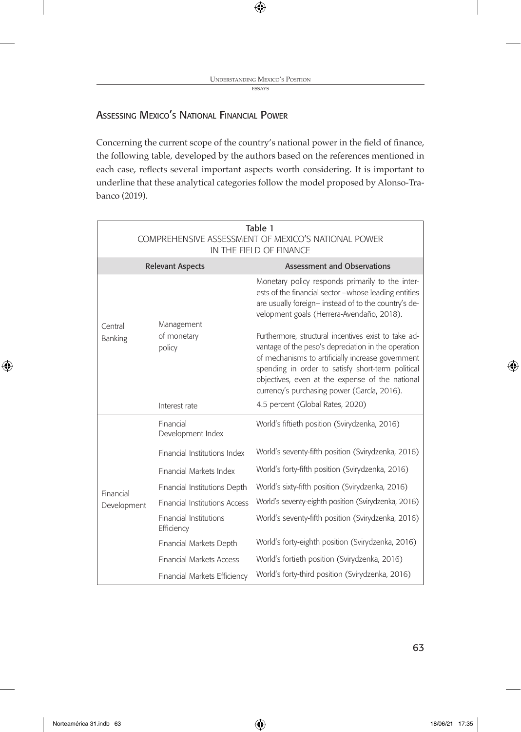## Assessing Mexico's National Financial Power

Concerning the current scope of the country's national power in the field of finance, the following table, developed by the authors based on the references mentioned in each case, reflects several important aspects worth considering. It is important to underline that these analytical categories follow the model proposed by Alonso-Trabanco (2019).

Table 1
COMPREHENSIVE ASSESSMENT OF MEXICO'S NATIONAL POWER IN THE FIELD OF FINANCE

| Relevant Aspects | | Assessment and Observations |
|---|---|---|
| Central Banking | Management of monetary policy | Monetary policy responds primarily to the interests of the financial sector –whose leading entities are usually foreign– instead of to the country's development goals (Herrera-Avendaño, 2018). Furthermore, structural incentives exist to take advantage of the peso's depreciation in the operation of mechanisms to artificially increase government spending in order to satisfy short-term political objectives, even at the expense of the national currency's purchasing power (García, 2016). |
| | Interest rate | 4.5 percent (Global Rates, 2020) |
| Financial Development | Financial Development Index | World's fiftieth position (Svirydzenka, 2016) |
| | Financial Institutions Index | World's seventy-fifth position (Svirydzenka, 2016) |
| | Financial Markets Index | World's forty-fifth position (Svirydzenka, 2016) |
| | Financial Institutions Depth | World's sixty-fifth position (Svirydzenka, 2016) |
| | Financial Institutions Access | World's seventy-eighth position (Svirydzenka, 2016) |
| | Financial Institutions Efficiency | World's seventy-fifth position (Svirydzenka, 2016) |
| | Financial Markets Depth | World's forty-eighth position (Svirydzenka, 2016) |
| | Financial Markets Access | World's fortieth position (Svirydzenka, 2016) |
| | Financial Markets Efficiency | World's forty-third position (Svirydzenka, 2016) |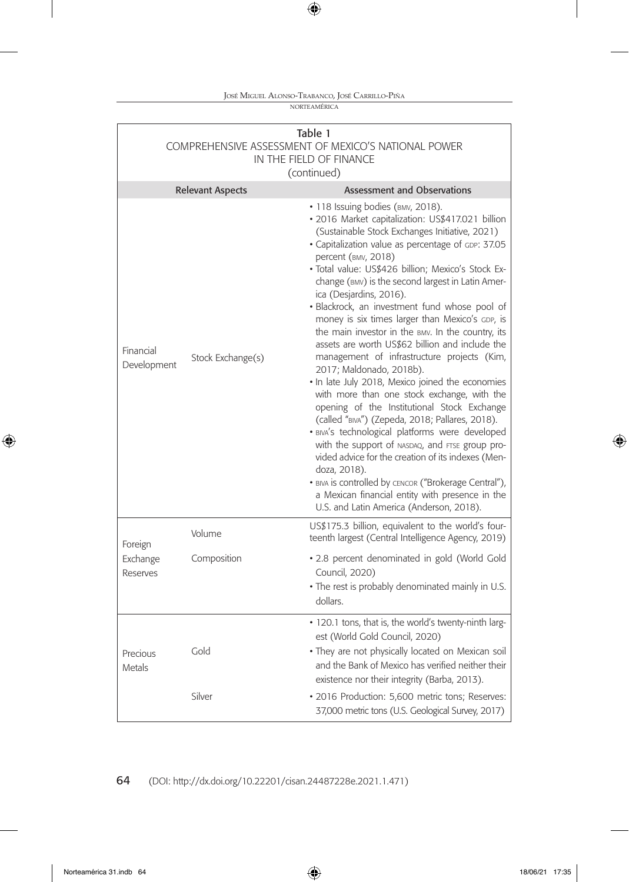Table 1
COMPREHENSIVE ASSESSMENT OF MEXICO'S NATIONAL POWER IN THE FIELD OF FINANCE
(continued)

| Relevant Aspects | | Assessment and Observations |
|---|---|---|
| Financial Development | Stock Exchange(s) | • 118 Issuing bodies (BMV, 2018).<br>• 2016 Market capitalization: US$417.021 billion (Sustainable Stock Exchanges Initiative, 2021)<br>• Capitalization value as percentage of GDP: 37.05 percent (BMV, 2018)<br>• Total value: US$426 billion; Mexico's Stock Exchange (BMV) is the second largest in Latin America (Desjardins, 2016).<br>• Blackrock, an investment fund whose pool of money is six times larger than Mexico's GDP, is the main investor in the BMV. In the country, its assets are worth US$62 billion and include the management of infrastructure projects (Kim, 2017; Maldonado, 2018b).<br>• In late July 2018, Mexico joined the economies with more than one stock exchange, with the opening of the Institutional Stock Exchange (called "BIVA") (Zepeda, 2018; Pallares, 2018).<br>• BIVA's technological platforms were developed with the support of NASDAQ, and FTSE group provided advice for the creation of its indexes (Mendoza, 2018).<br>• BIVA is controlled by CENCOR ("Brokerage Central"), a Mexican financial entity with presence in the U.S. and Latin America (Anderson, 2018). |
| Foreign Exchange Reserves | Volume | US$175.3 billion, equivalent to the world's fourteenth largest (Central Intelligence Agency, 2019) |
| | Composition | • 2.8 percent denominated in gold (World Gold Council, 2020)<br>• The rest is probably denominated mainly in U.S. dollars. |
| Precious Metals | Gold | • 120.1 tons, that is, the world's twenty-ninth largest (World Gold Council, 2020)<br>• They are not physically located on Mexican soil and the Bank of Mexico has verified neither their existence nor their integrity (Barba, 2013). |
| | Silver | • 2016 Production: 5,600 metric tons; Reserves: 37,000 metric tons (U.S. Geological Survey, 2017) |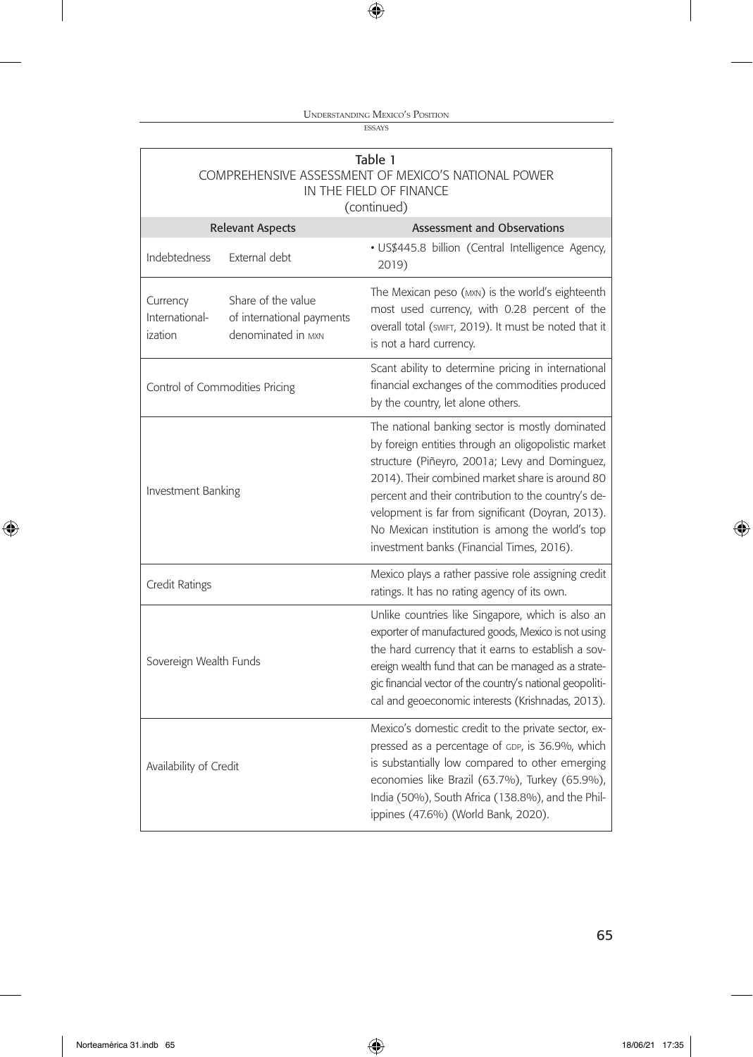Table 1
COMPREHENSIVE ASSESSMENT OF MEXICO'S NATIONAL POWER IN THE FIELD OF FINANCE
(continued)

| Relevant Aspects | | Assessment and Observations |
|---|---|---|
| Indebtedness | External debt | • US$445.8 billion (Central Intelligence Agency, 2019) |
| Currency Internationalization | Share of the value of international payments denominated in MXN | The Mexican peso (MXN) is the world's eighteenth most used currency, with 0.28 percent of the overall total (SWIFT, 2019). It must be noted that it is not a hard currency. |
| Control of Commodities Pricing | | Scant ability to determine pricing in international financial exchanges of the commodities produced by the country, let alone others. |
| Investment Banking | | The national banking sector is mostly dominated by foreign entities through an oligopolistic market structure (Piñeyro, 2001a; Levy and Dominguez, 2014). Their combined market share is around 80 percent and their contribution to the country's development is far from significant (Doyran, 2013). No Mexican institution is among the world's top investment banks (Financial Times, 2016). |
| Credit Ratings | | Mexico plays a rather passive role assigning credit ratings. It has no rating agency of its own. |
| Sovereign Wealth Funds | | Unlike countries like Singapore, which is also an exporter of manufactured goods, Mexico is not using the hard currency that it earns to establish a sovereign wealth fund that can be managed as a strategic financial vector of the country's national geopolitical and geoeconomic interests (Krishnadas, 2013). |
| Availability of Credit | | Mexico's domestic credit to the private sector, expressed as a percentage of GDP, is 36.9%, which is substantially low compared to other emerging economies like Brazil (63.7%), Turkey (65.9%), India (50%), South Africa (138.8%), and the Philippines (47.6%) (World Bank, 2020). |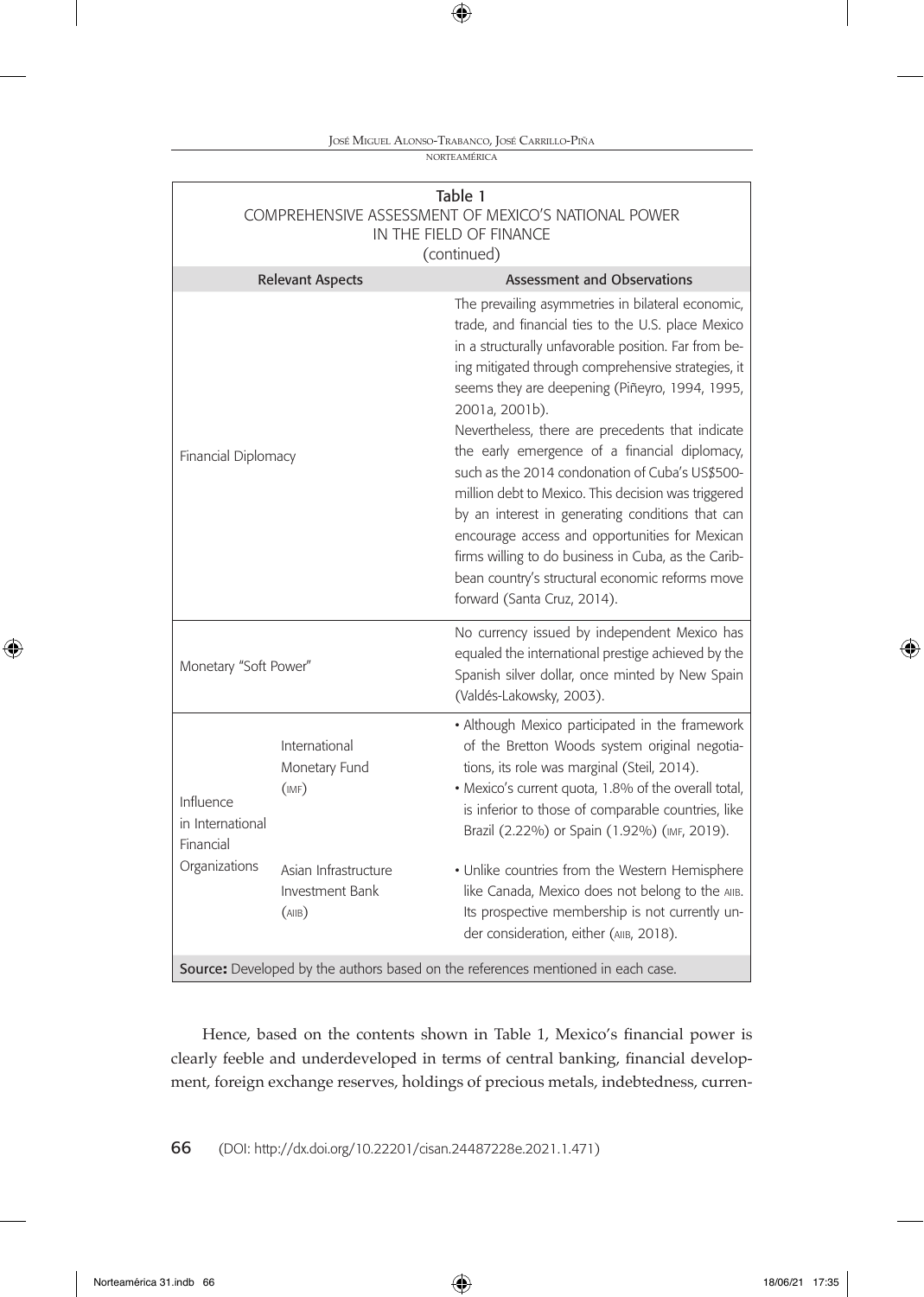Table 1
COMPREHENSIVE ASSESSMENT OF MEXICO'S NATIONAL POWER IN THE FIELD OF FINANCE
(continued)

| Relevant Aspects | | Assessment and Observations |
|---|---|---|
| Financial Diplomacy | | The prevailing asymmetries in bilateral economic, trade, and financial ties to the U.S. place Mexico in a structurally unfavorable position. Far from being mitigated through comprehensive strategies, it seems they are deepening (Piñeyro, 1994, 1995, 2001a, 2001b). Nevertheless, there are precedents that indicate the early emergence of a financial diplomacy, such as the 2014 condonation of Cuba's US$500-million debt to Mexico. This decision was triggered by an interest in generating conditions that can encourage access and opportunities for Mexican firms willing to do business in Cuba, as the Caribbean country's structural economic reforms move forward (Santa Cruz, 2014). |
| Monetary "Soft Power" | | No currency issued by independent Mexico has equaled the international prestige achieved by the Spanish silver dollar, once minted by New Spain (Valdés-Lakowsky, 2003). |
| Influence in International Financial Organizations | International Monetary Fund (IMF) | • Although Mexico participated in the framework of the Bretton Woods system original negotiations, its role was marginal (Steil, 2014).<br>• Mexico's current quota, 1.8% of the overall total, is inferior to those of comparable countries, like Brazil (2.22%) or Spain (1.92%) (IMF, 2019). |
| | Asian Infrastructure Investment Bank (AIIB) | • Unlike countries from the Western Hemisphere like Canada, Mexico does not belong to the AIIB. Its prospective membership is not currently under consideration, either (AIIB, 2018). |

**Source:** Developed by the authors based on the references mentioned in each case.

Hence, based on the contents shown in Table 1, Mexico's financial power is clearly feeble and underdeveloped in terms of central banking, financial development, foreign exchange reserves, holdings of precious metals, indebtedness, curren-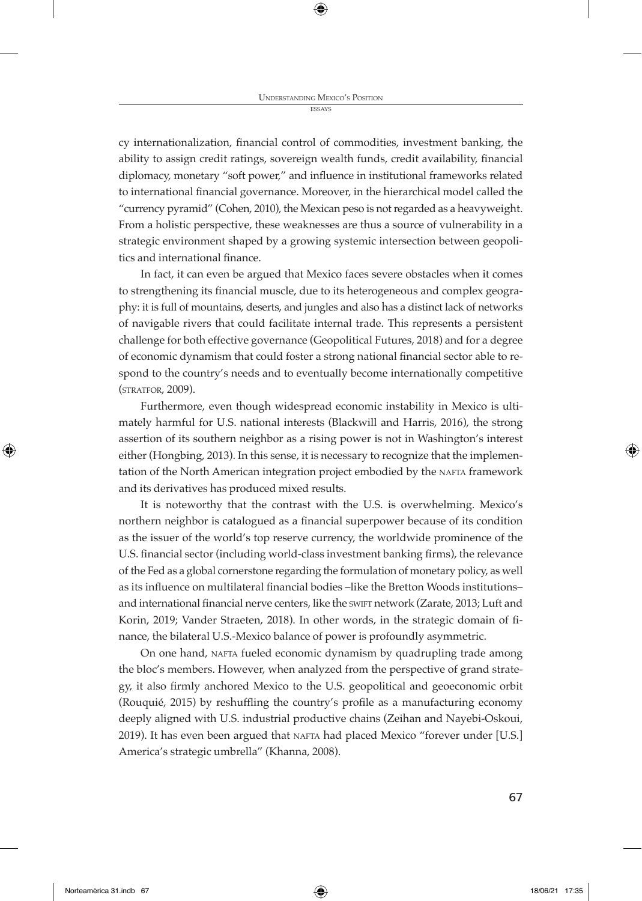cy internationalization, financial control of commodities, investment banking, the ability to assign credit ratings, sovereign wealth funds, credit availability, financial diplomacy, monetary "soft power," and influence in institutional frameworks related to international financial governance. Moreover, in the hierarchical model called the "currency pyramid" (Cohen, 2010), the Mexican peso is not regarded as a heavyweight. From a holistic perspective, these weaknesses are thus a source of vulnerability in a strategic environment shaped by a growing systemic intersection between geopolitics and international finance.

In fact, it can even be argued that Mexico faces severe obstacles when it comes to strengthening its financial muscle, due to its heterogeneous and complex geography: it is full of mountains, deserts, and jungles and also has a distinct lack of networks of navigable rivers that could facilitate internal trade. This represents a persistent challenge for both effective governance (Geopolitical Futures, 2018) and for a degree of economic dynamism that could foster a strong national financial sector able to respond to the country's needs and to eventually become internationally competitive (STRATFOR, 2009).

Furthermore, even though widespread economic instability in Mexico is ultimately harmful for U.S. national interests (Blackwill and Harris, 2016), the strong assertion of its southern neighbor as a rising power is not in Washington's interest either (Hongbing, 2013). In this sense, it is necessary to recognize that the implementation of the North American integration project embodied by the NAFTA framework and its derivatives has produced mixed results.

It is noteworthy that the contrast with the U.S. is overwhelming. Mexico's northern neighbor is catalogued as a financial superpower because of its condition as the issuer of the world's top reserve currency, the worldwide prominence of the U.S. financial sector (including world-class investment banking firms), the relevance of the Fed as a global cornerstone regarding the formulation of monetary policy, as well as its influence on multilateral financial bodies –like the Bretton Woods institutions– and international financial nerve centers, like the SWIFT network (Zarate, 2013; Luft and Korin, 2019; Vander Straeten, 2018). In other words, in the strategic domain of finance, the bilateral U.S.-Mexico balance of power is profoundly asymmetric.

On one hand, NAFTA fueled economic dynamism by quadrupling trade among the bloc's members. However, when analyzed from the perspective of grand strategy, it also firmly anchored Mexico to the U.S. geopolitical and geoeconomic orbit (Rouquié, 2015) by reshuffling the country's profile as a manufacturing economy deeply aligned with U.S. industrial productive chains (Zeihan and Nayebi-Oskoui, 2019). It has even been argued that NAFTA had placed Mexico "forever under [U.S.] America's strategic umbrella" (Khanna, 2008).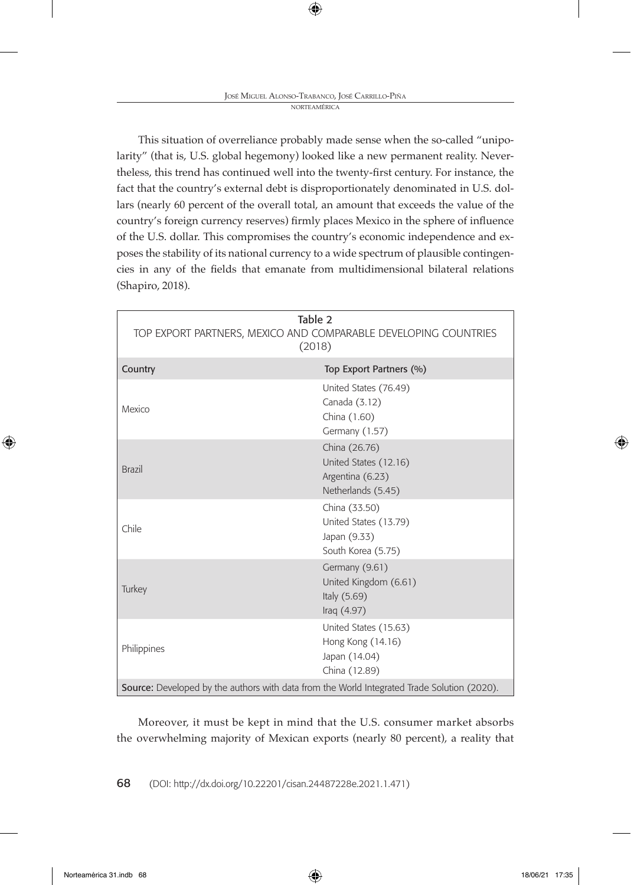This situation of overreliance probably made sense when the so-called "unipolarity" (that is, U.S. global hegemony) looked like a new permanent reality. Nevertheless, this trend has continued well into the twenty-first century. For instance, the fact that the country's external debt is disproportionately denominated in U.S. dollars (nearly 60 percent of the overall total, an amount that exceeds the value of the country's foreign currency reserves) firmly places Mexico in the sphere of influence of the U.S. dollar. This compromises the country's economic independence and exposes the stability of its national currency to a wide spectrum of plausible contingencies in any of the fields that emanate from multidimensional bilateral relations (Shapiro, 2018).

Table 2
TOP EXPORT PARTNERS, MEXICO AND COMPARABLE DEVELOPING COUNTRIES (2018)

| Country | Top Export Partners (%) |
|---|---|
| Mexico | United States (76.49)<br>Canada (3.12)<br>China (1.60)<br>Germany (1.57) |
| Brazil | China (26.76)<br>United States (12.16)<br>Argentina (6.23)<br>Netherlands (5.45) |
| Chile | China (33.50)<br>United States (13.79)<br>Japan (9.33)<br>South Korea (5.75) |
| Turkey | Germany (9.61)<br>United Kingdom (6.61)<br>Italy (5.69)<br>Iraq (4.97) |
| Philippines | United States (15.63)<br>Hong Kong (14.16)<br>Japan (14.04)<br>China (12.89) |

**Source:** Developed by the authors with data from the World Integrated Trade Solution (2020).

Moreover, it must be kept in mind that the U.S. consumer market absorbs the overwhelming majority of Mexican exports (nearly 80 percent), a reality that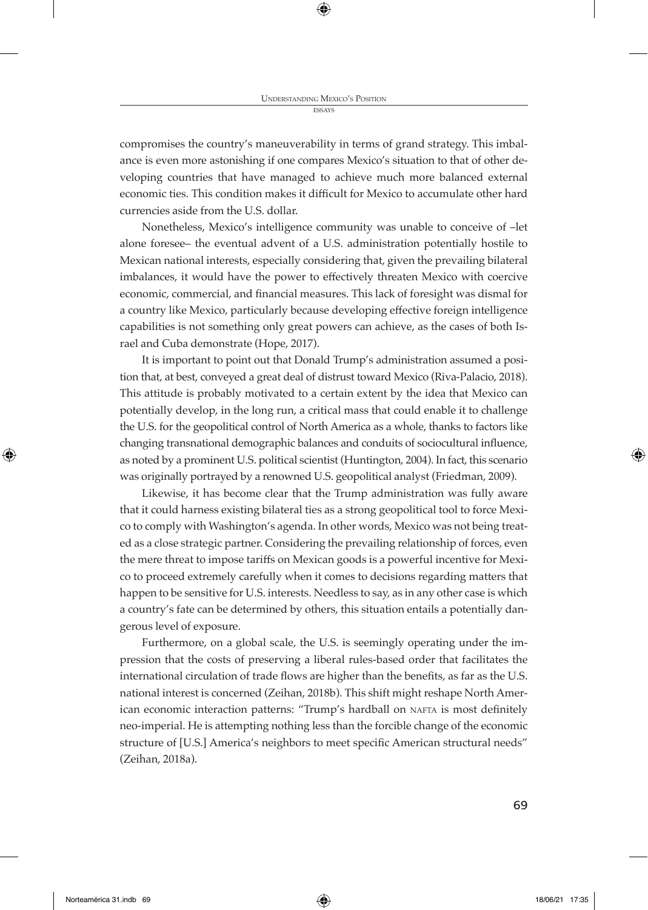compromises the country's maneuverability in terms of grand strategy. This imbalance is even more astonishing if one compares Mexico's situation to that of other developing countries that have managed to achieve much more balanced external economic ties. This condition makes it difficult for Mexico to accumulate other hard currencies aside from the U.S. dollar.

Nonetheless, Mexico's intelligence community was unable to conceive of –let alone foresee– the eventual advent of a U.S. administration potentially hostile to Mexican national interests, especially considering that, given the prevailing bilateral imbalances, it would have the power to effectively threaten Mexico with coercive economic, commercial, and financial measures. This lack of foresight was dismal for a country like Mexico, particularly because developing effective foreign intelligence capabilities is not something only great powers can achieve, as the cases of both Israel and Cuba demonstrate (Hope, 2017).

It is important to point out that Donald Trump's administration assumed a position that, at best, conveyed a great deal of distrust toward Mexico (Riva-Palacio, 2018). This attitude is probably motivated to a certain extent by the idea that Mexico can potentially develop, in the long run, a critical mass that could enable it to challenge the U.S. for the geopolitical control of North America as a whole, thanks to factors like changing transnational demographic balances and conduits of sociocultural influence, as noted by a prominent U.S. political scientist (Huntington, 2004). In fact, this scenario was originally portrayed by a renowned U.S. geopolitical analyst (Friedman, 2009).

Likewise, it has become clear that the Trump administration was fully aware that it could harness existing bilateral ties as a strong geopolitical tool to force Mexico to comply with Washington's agenda. In other words, Mexico was not being treated as a close strategic partner. Considering the prevailing relationship of forces, even the mere threat to impose tariffs on Mexican goods is a powerful incentive for Mexico to proceed extremely carefully when it comes to decisions regarding matters that happen to be sensitive for U.S. interests. Needless to say, as in any other case is which a country's fate can be determined by others, this situation entails a potentially dangerous level of exposure.

Furthermore, on a global scale, the U.S. is seemingly operating under the impression that the costs of preserving a liberal rules-based order that facilitates the international circulation of trade flows are higher than the benefits, as far as the U.S. national interest is concerned (Zeihan, 2018b). This shift might reshape North American economic interaction patterns: "Trump's hardball on NAFTA is most definitely neo-imperial. He is attempting nothing less than the forcible change of the economic structure of [U.S.] America's neighbors to meet specific American structural needs" (Zeihan, 2018a).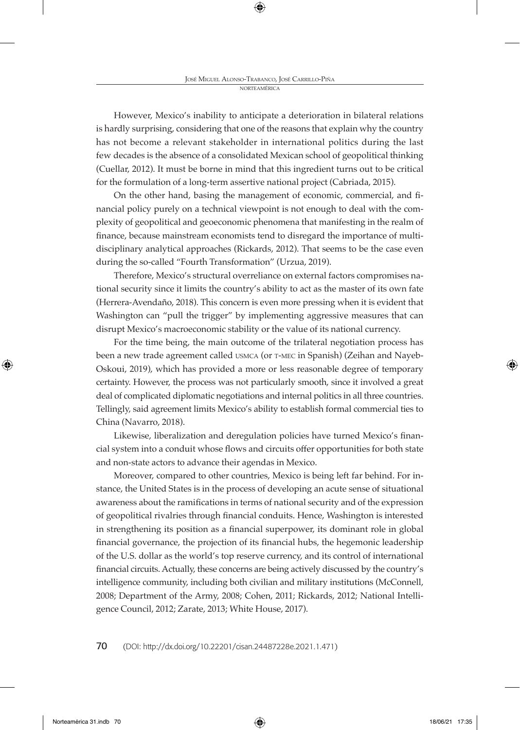However, Mexico's inability to anticipate a deterioration in bilateral relations is hardly surprising, considering that one of the reasons that explain why the country has not become a relevant stakeholder in international politics during the last few decades is the absence of a consolidated Mexican school of geopolitical thinking (Cuellar, 2012). It must be borne in mind that this ingredient turns out to be critical for the formulation of a long-term assertive national project (Cabriada, 2015).

On the other hand, basing the management of economic, commercial, and financial policy purely on a technical viewpoint is not enough to deal with the complexity of geopolitical and geoeconomic phenomena that manifesting in the realm of finance, because mainstream economists tend to disregard the importance of multidisciplinary analytical approaches (Rickards, 2012). That seems to be the case even during the so-called "Fourth Transformation" (Urzua, 2019).

Therefore, Mexico's structural overreliance on external factors compromises national security since it limits the country's ability to act as the master of its own fate (Herrera-Avendaño, 2018). This concern is even more pressing when it is evident that Washington can "pull the trigger" by implementing aggressive measures that can disrupt Mexico's macroeconomic stability or the value of its national currency.

For the time being, the main outcome of the trilateral negotiation process has been a new trade agreement called USMCA (or T-MEC in Spanish) (Zeihan and Nayeb-Oskoui, 2019), which has provided a more or less reasonable degree of temporary certainty. However, the process was not particularly smooth, since it involved a great deal of complicated diplomatic negotiations and internal politics in all three countries. Tellingly, said agreement limits Mexico's ability to establish formal commercial ties to China (Navarro, 2018).

Likewise, liberalization and deregulation policies have turned Mexico's financial system into a conduit whose flows and circuits offer opportunities for both state and non-state actors to advance their agendas in Mexico.

Moreover, compared to other countries, Mexico is being left far behind. For instance, the United States is in the process of developing an acute sense of situational awareness about the ramifications in terms of national security and of the expression of geopolitical rivalries through financial conduits. Hence, Washington is interested in strengthening its position as a financial superpower, its dominant role in global financial governance, the projection of its financial hubs, the hegemonic leadership of the U.S. dollar as the world's top reserve currency, and its control of international financial circuits. Actually, these concerns are being actively discussed by the country's intelligence community, including both civilian and military institutions (McConnell, 2008; Department of the Army, 2008; Cohen, 2011; Rickards, 2012; National Intelligence Council, 2012; Zarate, 2013; White House, 2017).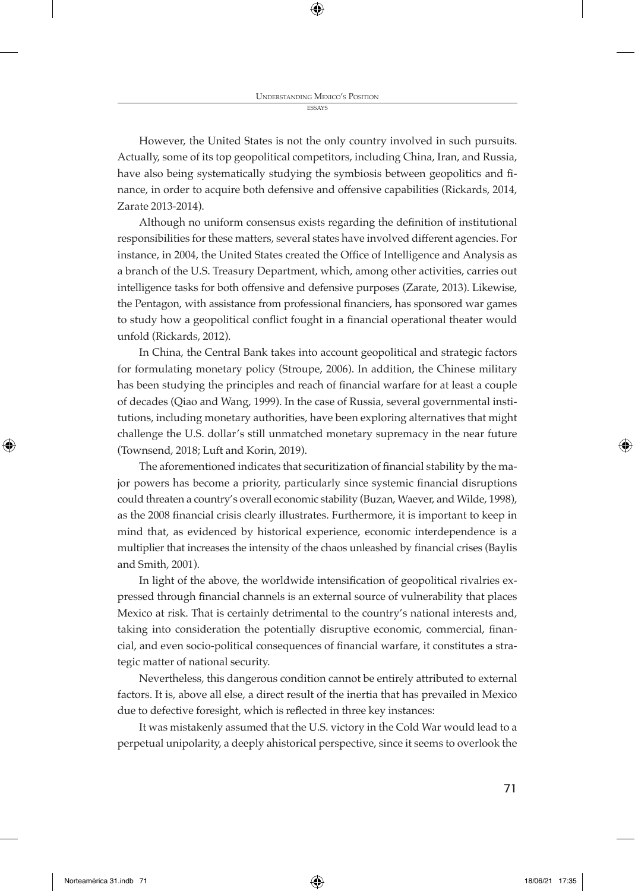However, the United States is not the only country involved in such pursuits. Actually, some of its top geopolitical competitors, including China, Iran, and Russia, have also being systematically studying the symbiosis between geopolitics and finance, in order to acquire both defensive and offensive capabilities (Rickards, 2014, Zarate 2013-2014).

Although no uniform consensus exists regarding the definition of institutional responsibilities for these matters, several states have involved different agencies. For instance, in 2004, the United States created the Office of Intelligence and Analysis as a branch of the U.S. Treasury Department, which, among other activities, carries out intelligence tasks for both offensive and defensive purposes (Zarate, 2013). Likewise, the Pentagon, with assistance from professional financiers, has sponsored war games to study how a geopolitical conflict fought in a financial operational theater would unfold (Rickards, 2012).

In China, the Central Bank takes into account geopolitical and strategic factors for formulating monetary policy (Stroupe, 2006). In addition, the Chinese military has been studying the principles and reach of financial warfare for at least a couple of decades (Qiao and Wang, 1999). In the case of Russia, several governmental institutions, including monetary authorities, have been exploring alternatives that might challenge the U.S. dollar's still unmatched monetary supremacy in the near future (Townsend, 2018; Luft and Korin, 2019).

The aforementioned indicates that securitization of financial stability by the major powers has become a priority, particularly since systemic financial disruptions could threaten a country's overall economic stability (Buzan, Waever, and Wilde, 1998), as the 2008 financial crisis clearly illustrates. Furthermore, it is important to keep in mind that, as evidenced by historical experience, economic interdependence is a multiplier that increases the intensity of the chaos unleashed by financial crises (Baylis and Smith, 2001).

In light of the above, the worldwide intensification of geopolitical rivalries expressed through financial channels is an external source of vulnerability that places Mexico at risk. That is certainly detrimental to the country's national interests and, taking into consideration the potentially disruptive economic, commercial, financial, and even socio-political consequences of financial warfare, it constitutes a strategic matter of national security.

Nevertheless, this dangerous condition cannot be entirely attributed to external factors. It is, above all else, a direct result of the inertia that has prevailed in Mexico due to defective foresight, which is reflected in three key instances:

It was mistakenly assumed that the U.S. victory in the Cold War would lead to a perpetual unipolarity, a deeply ahistorical perspective, since it seems to overlook the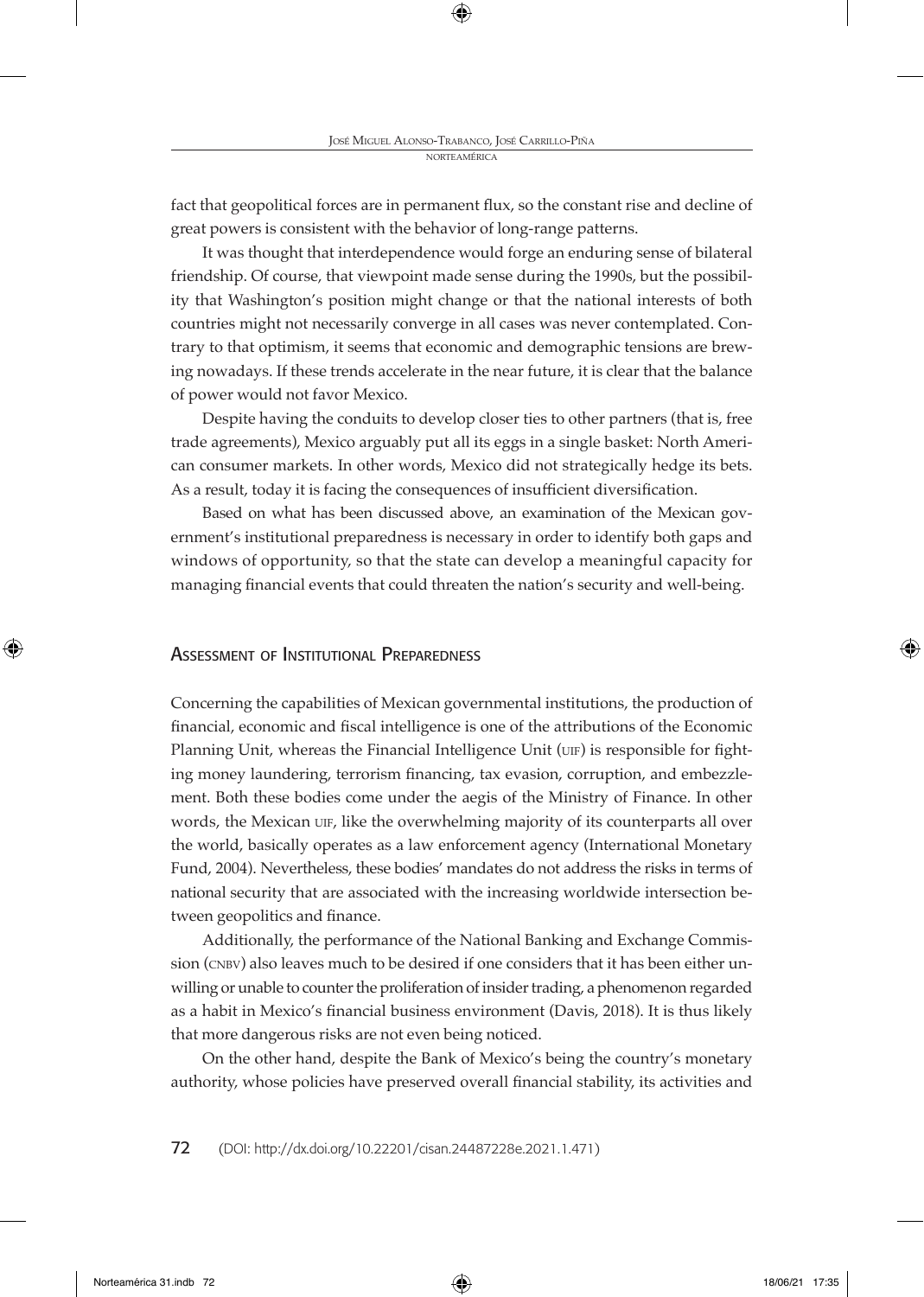fact that geopolitical forces are in permanent flux, so the constant rise and decline of great powers is consistent with the behavior of long-range patterns.

It was thought that interdependence would forge an enduring sense of bilateral friendship. Of course, that viewpoint made sense during the 1990s, but the possibility that Washington's position might change or that the national interests of both countries might not necessarily converge in all cases was never contemplated. Contrary to that optimism, it seems that economic and demographic tensions are brewing nowadays. If these trends accelerate in the near future, it is clear that the balance of power would not favor Mexico.

Despite having the conduits to develop closer ties to other partners (that is, free trade agreements), Mexico arguably put all its eggs in a single basket: North American consumer markets. In other words, Mexico did not strategically hedge its bets. As a result, today it is facing the consequences of insufficient diversification.

Based on what has been discussed above, an examination of the Mexican government's institutional preparedness is necessary in order to identify both gaps and windows of opportunity, so that the state can develop a meaningful capacity for managing financial events that could threaten the nation's security and well-being.

## Assessment of Institutional Preparedness

Concerning the capabilities of Mexican governmental institutions, the production of financial, economic and fiscal intelligence is one of the attributions of the Economic Planning Unit, whereas the Financial Intelligence Unit (UIF) is responsible for fighting money laundering, terrorism financing, tax evasion, corruption, and embezzlement. Both these bodies come under the aegis of the Ministry of Finance. In other words, the Mexican UIF, like the overwhelming majority of its counterparts all over the world, basically operates as a law enforcement agency (International Monetary Fund, 2004). Nevertheless, these bodies' mandates do not address the risks in terms of national security that are associated with the increasing worldwide intersection between geopolitics and finance.

Additionally, the performance of the National Banking and Exchange Commission (CNBV) also leaves much to be desired if one considers that it has been either unwilling or unable to counter the proliferation of insider trading, a phenomenon regarded as a habit in Mexico's financial business environment (Davis, 2018). It is thus likely that more dangerous risks are not even being noticed.

On the other hand, despite the Bank of Mexico's being the country's monetary authority, whose policies have preserved overall financial stability, its activities and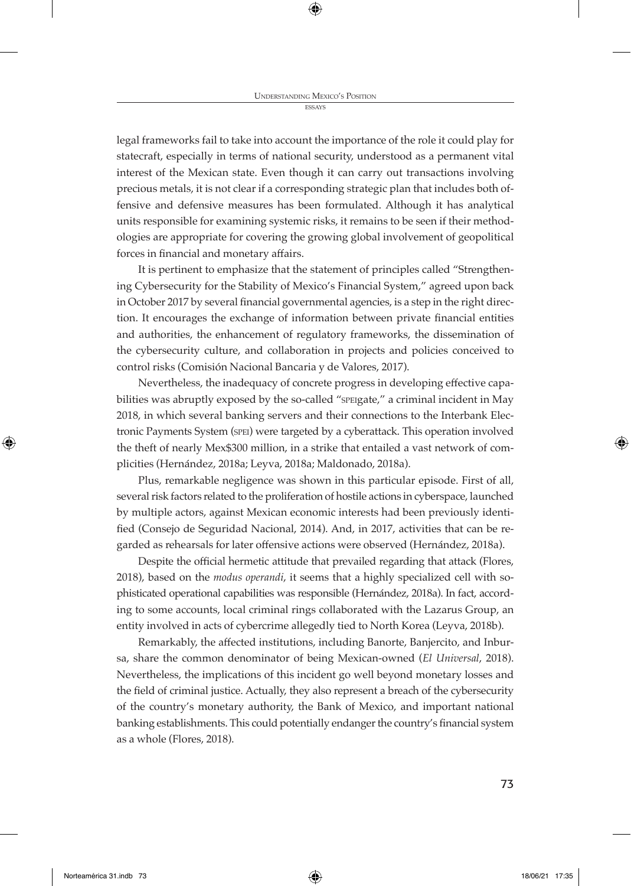legal frameworks fail to take into account the importance of the role it could play for statecraft, especially in terms of national security, understood as a permanent vital interest of the Mexican state. Even though it can carry out transactions involving precious metals, it is not clear if a corresponding strategic plan that includes both offensive and defensive measures has been formulated. Although it has analytical units responsible for examining systemic risks, it remains to be seen if their methodologies are appropriate for covering the growing global involvement of geopolitical forces in financial and monetary affairs.

It is pertinent to emphasize that the statement of principles called "Strengthening Cybersecurity for the Stability of Mexico's Financial System," agreed upon back in October 2017 by several financial governmental agencies, is a step in the right direction. It encourages the exchange of information between private financial entities and authorities, the enhancement of regulatory frameworks, the dissemination of the cybersecurity culture, and collaboration in projects and policies conceived to control risks (Comisión Nacional Bancaria y de Valores, 2017).

Nevertheless, the inadequacy of concrete progress in developing effective capabilities was abruptly exposed by the so-called "SPEIgate," a criminal incident in May 2018, in which several banking servers and their connections to the Interbank Electronic Payments System (SPEI) were targeted by a cyberattack. This operation involved the theft of nearly Mex$300 million, in a strike that entailed a vast network of complicities (Hernández, 2018a; Leyva, 2018a; Maldonado, 2018a).

Plus, remarkable negligence was shown in this particular episode. First of all, several risk factors related to the proliferation of hostile actions in cyberspace, launched by multiple actors, against Mexican economic interests had been previously identified (Consejo de Seguridad Nacional, 2014). And, in 2017, activities that can be regarded as rehearsals for later offensive actions were observed (Hernández, 2018a).

Despite the official hermetic attitude that prevailed regarding that attack (Flores, 2018), based on the *modus operandi*, it seems that a highly specialized cell with sophisticated operational capabilities was responsible (Hernández, 2018a). In fact, according to some accounts, local criminal rings collaborated with the Lazarus Group, an entity involved in acts of cybercrime allegedly tied to North Korea (Leyva, 2018b).

Remarkably, the affected institutions, including Banorte, Banjercito, and Inbursa, share the common denominator of being Mexican-owned (*El Universal*, 2018). Nevertheless, the implications of this incident go well beyond monetary losses and the field of criminal justice. Actually, they also represent a breach of the cybersecurity of the country's monetary authority, the Bank of Mexico, and important national banking establishments. This could potentially endanger the country's financial system as a whole (Flores, 2018).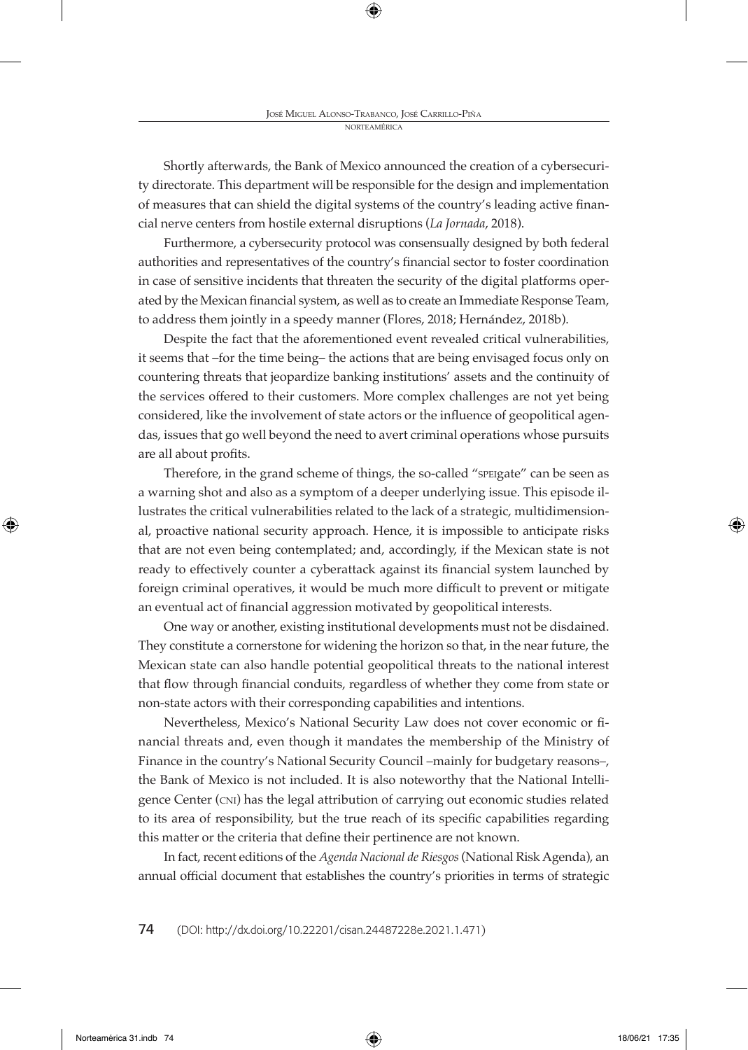Shortly afterwards, the Bank of Mexico announced the creation of a cybersecurity directorate. This department will be responsible for the design and implementation of measures that can shield the digital systems of the country's leading active financial nerve centers from hostile external disruptions (*La Jornada*, 2018).

Furthermore, a cybersecurity protocol was consensually designed by both federal authorities and representatives of the country's financial sector to foster coordination in case of sensitive incidents that threaten the security of the digital platforms operated by the Mexican financial system, as well as to create an Immediate Response Team, to address them jointly in a speedy manner (Flores, 2018; Hernández, 2018b).

Despite the fact that the aforementioned event revealed critical vulnerabilities, it seems that –for the time being– the actions that are being envisaged focus only on countering threats that jeopardize banking institutions' assets and the continuity of the services offered to their customers. More complex challenges are not yet being considered, like the involvement of state actors or the influence of geopolitical agendas, issues that go well beyond the need to avert criminal operations whose pursuits are all about profits.

Therefore, in the grand scheme of things, the so-called "SPEIgate" can be seen as a warning shot and also as a symptom of a deeper underlying issue. This episode illustrates the critical vulnerabilities related to the lack of a strategic, multidimensional, proactive national security approach. Hence, it is impossible to anticipate risks that are not even being contemplated; and, accordingly, if the Mexican state is not ready to effectively counter a cyberattack against its financial system launched by foreign criminal operatives, it would be much more difficult to prevent or mitigate an eventual act of financial aggression motivated by geopolitical interests.

One way or another, existing institutional developments must not be disdained. They constitute a cornerstone for widening the horizon so that, in the near future, the Mexican state can also handle potential geopolitical threats to the national interest that flow through financial conduits, regardless of whether they come from state or non-state actors with their corresponding capabilities and intentions.

Nevertheless, Mexico's National Security Law does not cover economic or financial threats and, even though it mandates the membership of the Ministry of Finance in the country's National Security Council –mainly for budgetary reasons–, the Bank of Mexico is not included. It is also noteworthy that the National Intelligence Center (CNI) has the legal attribution of carrying out economic studies related to its area of responsibility, but the true reach of its specific capabilities regarding this matter or the criteria that define their pertinence are not known.

In fact, recent editions of the *Agenda Nacional de Riesgos* (National Risk Agenda), an annual official document that establishes the country's priorities in terms of strategic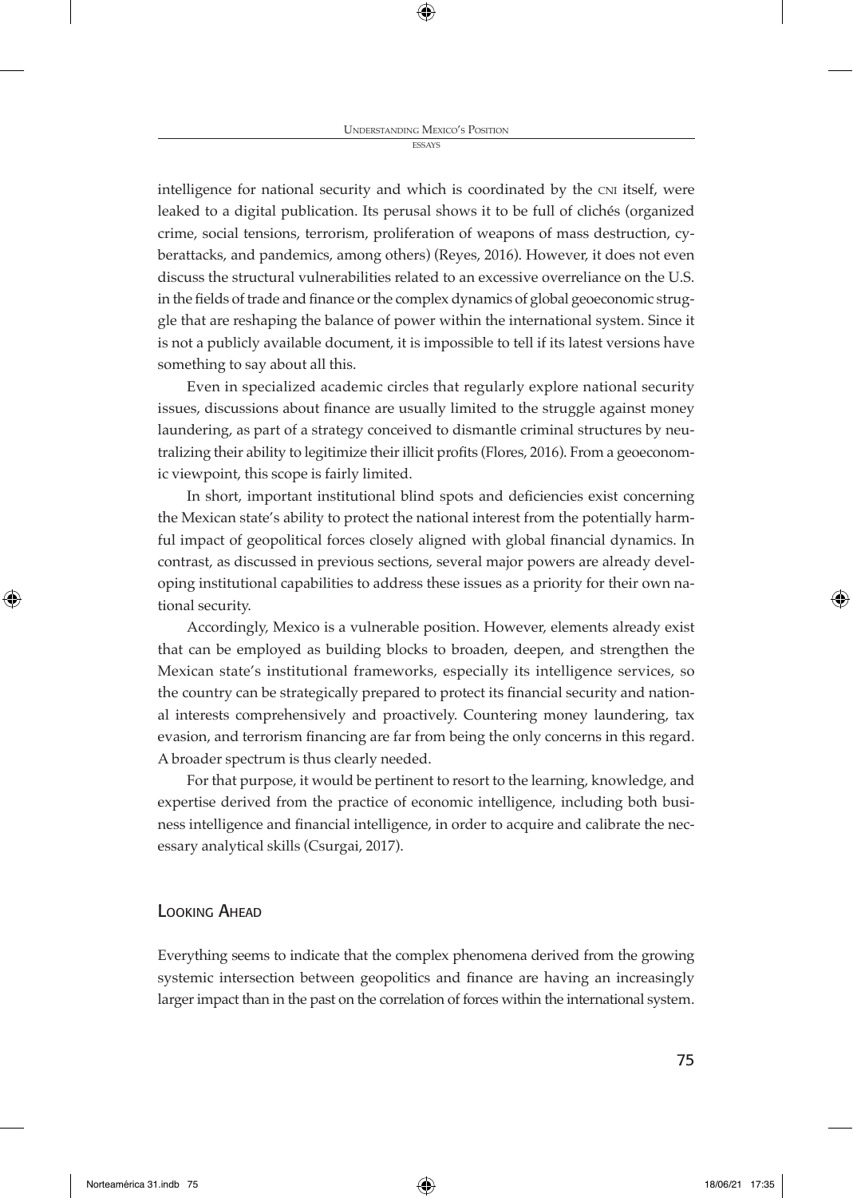intelligence for national security and which is coordinated by the CNI itself, were leaked to a digital publication. Its perusal shows it to be full of clichés (organized crime, social tensions, terrorism, proliferation of weapons of mass destruction, cyberattacks, and pandemics, among others) (Reyes, 2016). However, it does not even discuss the structural vulnerabilities related to an excessive overreliance on the U.S. in the fields of trade and finance or the complex dynamics of global geoeconomic struggle that are reshaping the balance of power within the international system. Since it is not a publicly available document, it is impossible to tell if its latest versions have something to say about all this.

Even in specialized academic circles that regularly explore national security issues, discussions about finance are usually limited to the struggle against money laundering, as part of a strategy conceived to dismantle criminal structures by neutralizing their ability to legitimize their illicit profits (Flores, 2016). From a geoeconomic viewpoint, this scope is fairly limited.

In short, important institutional blind spots and deficiencies exist concerning the Mexican state's ability to protect the national interest from the potentially harmful impact of geopolitical forces closely aligned with global financial dynamics. In contrast, as discussed in previous sections, several major powers are already developing institutional capabilities to address these issues as a priority for their own national security.

Accordingly, Mexico is a vulnerable position. However, elements already exist that can be employed as building blocks to broaden, deepen, and strengthen the Mexican state's institutional frameworks, especially its intelligence services, so the country can be strategically prepared to protect its financial security and national interests comprehensively and proactively. Countering money laundering, tax evasion, and terrorism financing are far from being the only concerns in this regard. A broader spectrum is thus clearly needed.

For that purpose, it would be pertinent to resort to the learning, knowledge, and expertise derived from the practice of economic intelligence, including both business intelligence and financial intelligence, in order to acquire and calibrate the necessary analytical skills (Csurgai, 2017).

## Looking Ahead

Everything seems to indicate that the complex phenomena derived from the growing systemic intersection between geopolitics and finance are having an increasingly larger impact than in the past on the correlation of forces within the international system.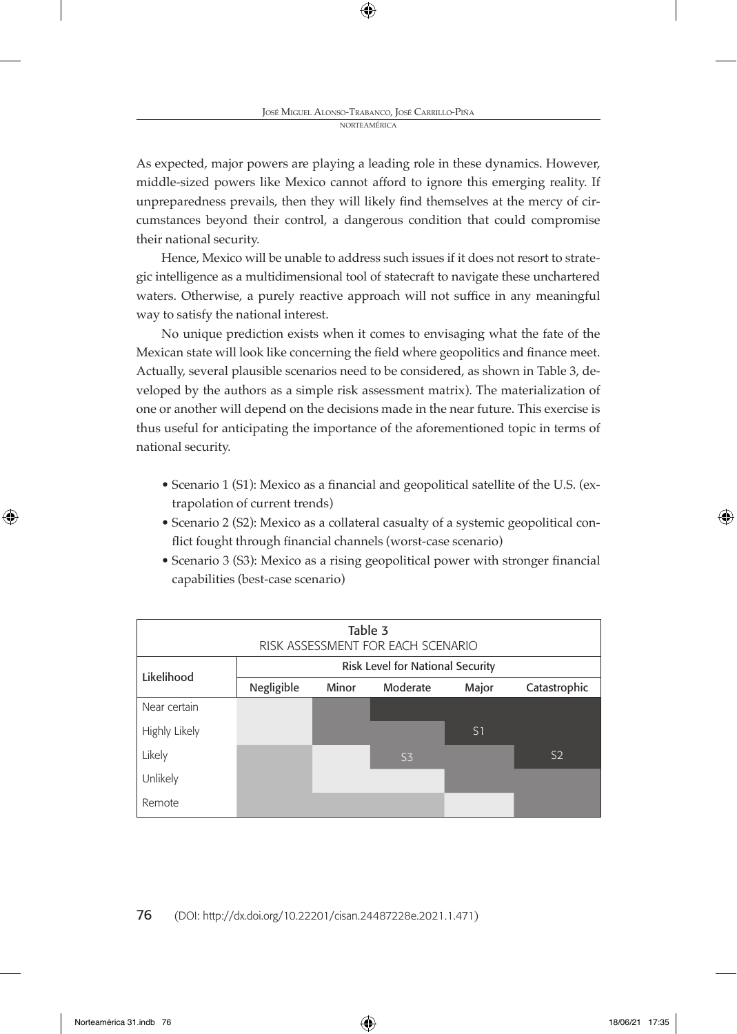As expected, major powers are playing a leading role in these dynamics. However, middle-sized powers like Mexico cannot afford to ignore this emerging reality. If unpreparedness prevails, then they will likely find themselves at the mercy of circumstances beyond their control, a dangerous condition that could compromise their national security.

Hence, Mexico will be unable to address such issues if it does not resort to strategic intelligence as a multidimensional tool of statecraft to navigate these unchartered waters. Otherwise, a purely reactive approach will not suffice in any meaningful way to satisfy the national interest.

No unique prediction exists when it comes to envisaging what the fate of the Mexican state will look like concerning the field where geopolitics and finance meet. Actually, several plausible scenarios need to be considered, as shown in Table 3, developed by the authors as a simple risk assessment matrix). The materialization of one or another will depend on the decisions made in the near future. This exercise is thus useful for anticipating the importance of the aforementioned topic in terms of national security.

- Scenario 1 (S1): Mexico as a financial and geopolitical satellite of the U.S. (extrapolation of current trends)
- Scenario 2 (S2): Mexico as a collateral casualty of a systemic geopolitical conflict fought through financial channels (worst-case scenario)
- Scenario 3 (S3): Mexico as a rising geopolitical power with stronger financial capabilities (best-case scenario)

Table 3
RISK ASSESSMENT FOR EACH SCENARIO

| Likelihood | Risk Level for National Security | | | | |
|---|---|---|---|---|---|
| | Negligible | Minor | Moderate | Major | Catastrophic |
| Near certain | | | | | |
| Highly Likely | | | | S1 | |
| Likely | | | S3 | | S2 |
| Unlikely | | | | | |
| Remote | | | | | |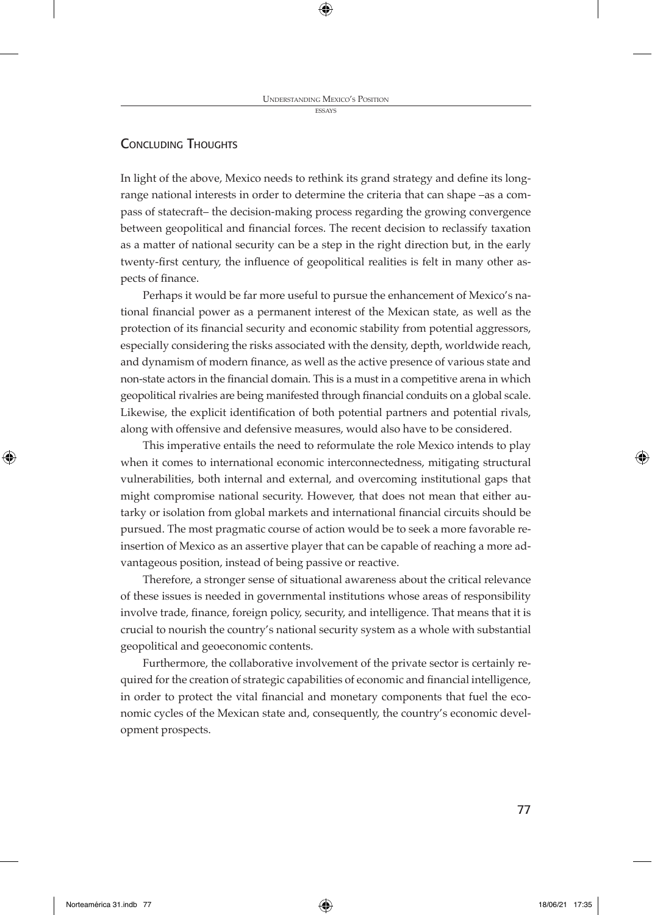## Concluding Thoughts

In light of the above, Mexico needs to rethink its grand strategy and define its long-range national interests in order to determine the criteria that can shape –as a compass of statecraft– the decision-making process regarding the growing convergence between geopolitical and financial forces. The recent decision to reclassify taxation as a matter of national security can be a step in the right direction but, in the early twenty-first century, the influence of geopolitical realities is felt in many other aspects of finance.

Perhaps it would be far more useful to pursue the enhancement of Mexico's national financial power as a permanent interest of the Mexican state, as well as the protection of its financial security and economic stability from potential aggressors, especially considering the risks associated with the density, depth, worldwide reach, and dynamism of modern finance, as well as the active presence of various state and non-state actors in the financial domain. This is a must in a competitive arena in which geopolitical rivalries are being manifested through financial conduits on a global scale. Likewise, the explicit identification of both potential partners and potential rivals, along with offensive and defensive measures, would also have to be considered.

This imperative entails the need to reformulate the role Mexico intends to play when it comes to international economic interconnectedness, mitigating structural vulnerabilities, both internal and external, and overcoming institutional gaps that might compromise national security. However, that does not mean that either autarky or isolation from global markets and international financial circuits should be pursued. The most pragmatic course of action would be to seek a more favorable reinsertion of Mexico as an assertive player that can be capable of reaching a more advantageous position, instead of being passive or reactive.

Therefore, a stronger sense of situational awareness about the critical relevance of these issues is needed in governmental institutions whose areas of responsibility involve trade, finance, foreign policy, security, and intelligence. That means that it is crucial to nourish the country's national security system as a whole with substantial geopolitical and geoeconomic contents.

Furthermore, the collaborative involvement of the private sector is certainly required for the creation of strategic capabilities of economic and financial intelligence, in order to protect the vital financial and monetary components that fuel the economic cycles of the Mexican state and, consequently, the country's economic development prospects.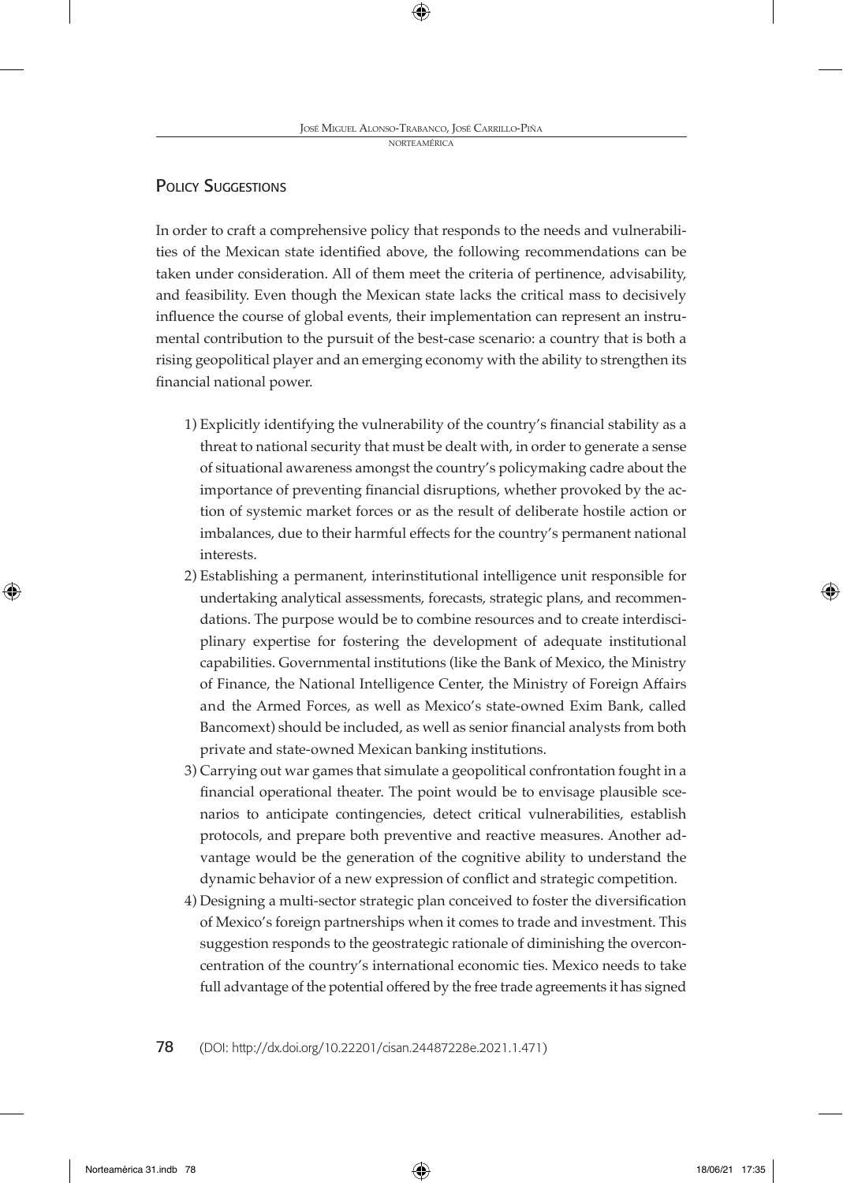## Policy Suggestions

In order to craft a comprehensive policy that responds to the needs and vulnerabilities of the Mexican state identified above, the following recommendations can be taken under consideration. All of them meet the criteria of pertinence, advisability, and feasibility. Even though the Mexican state lacks the critical mass to decisively influence the course of global events, their implementation can represent an instrumental contribution to the pursuit of the best-case scenario: a country that is both a rising geopolitical player and an emerging economy with the ability to strengthen its financial national power.

1) Explicitly identifying the vulnerability of the country's financial stability as a threat to national security that must be dealt with, in order to generate a sense of situational awareness amongst the country's policymaking cadre about the importance of preventing financial disruptions, whether provoked by the action of systemic market forces or as the result of deliberate hostile action or imbalances, due to their harmful effects for the country's permanent national interests.
2) Establishing a permanent, interinstitutional intelligence unit responsible for undertaking analytical assessments, forecasts, strategic plans, and recommendations. The purpose would be to combine resources and to create interdisciplinary expertise for fostering the development of adequate institutional capabilities. Governmental institutions (like the Bank of Mexico, the Ministry of Finance, the National Intelligence Center, the Ministry of Foreign Affairs and the Armed Forces, as well as Mexico's state-owned Exim Bank, called Bancomext) should be included, as well as senior financial analysts from both private and state-owned Mexican banking institutions.
3) Carrying out war games that simulate a geopolitical confrontation fought in a financial operational theater. The point would be to envisage plausible scenarios to anticipate contingencies, detect critical vulnerabilities, establish protocols, and prepare both preventive and reactive measures. Another advantage would be the generation of the cognitive ability to understand the dynamic behavior of a new expression of conflict and strategic competition.
4) Designing a multi-sector strategic plan conceived to foster the diversification of Mexico's foreign partnerships when it comes to trade and investment. This suggestion responds to the geostrategic rationale of diminishing the overconcentration of the country's international economic ties. Mexico needs to take full advantage of the potential offered by the free trade agreements it has signed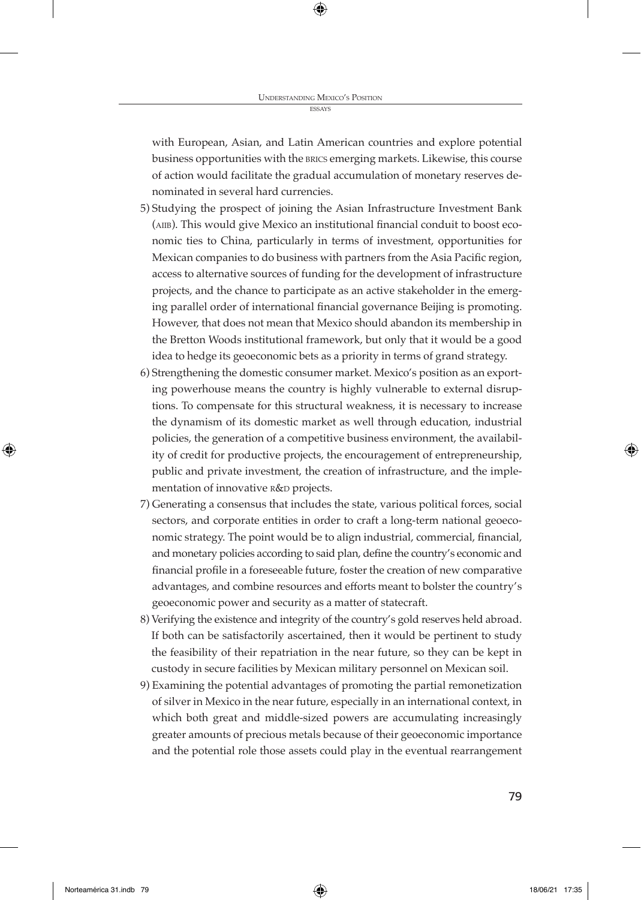with European, Asian, and Latin American countries and explore potential business opportunities with the BRICS emerging markets. Likewise, this course of action would facilitate the gradual accumulation of monetary reserves denominated in several hard currencies.

5) Studying the prospect of joining the Asian Infrastructure Investment Bank (AIIB). This would give Mexico an institutional financial conduit to boost economic ties to China, particularly in terms of investment, opportunities for Mexican companies to do business with partners from the Asia Pacific region, access to alternative sources of funding for the development of infrastructure projects, and the chance to participate as an active stakeholder in the emerging parallel order of international financial governance Beijing is promoting. However, that does not mean that Mexico should abandon its membership in the Bretton Woods institutional framework, but only that it would be a good idea to hedge its geoeconomic bets as a priority in terms of grand strategy.
6) Strengthening the domestic consumer market. Mexico's position as an exporting powerhouse means the country is highly vulnerable to external disruptions. To compensate for this structural weakness, it is necessary to increase the dynamism of its domestic market as well through education, industrial policies, the generation of a competitive business environment, the availability of credit for productive projects, the encouragement of entrepreneurship, public and private investment, the creation of infrastructure, and the implementation of innovative R&D projects.
7) Generating a consensus that includes the state, various political forces, social sectors, and corporate entities in order to craft a long-term national geoeconomic strategy. The point would be to align industrial, commercial, financial, and monetary policies according to said plan, define the country's economic and financial profile in a foreseeable future, foster the creation of new comparative advantages, and combine resources and efforts meant to bolster the country's geoeconomic power and security as a matter of statecraft.
8) Verifying the existence and integrity of the country's gold reserves held abroad. If both can be satisfactorily ascertained, then it would be pertinent to study the feasibility of their repatriation in the near future, so they can be kept in custody in secure facilities by Mexican military personnel on Mexican soil.
9) Examining the potential advantages of promoting the partial remonetization of silver in Mexico in the near future, especially in an international context, in which both great and middle-sized powers are accumulating increasingly greater amounts of precious metals because of their geoeconomic importance and the potential role those assets could play in the eventual rearrangement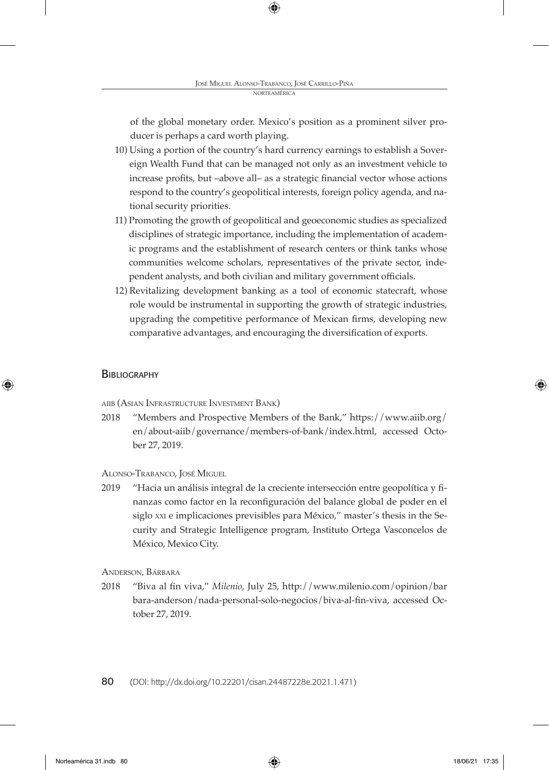of the global monetary order. Mexico's position as a prominent silver producer is perhaps a card worth playing.

10) Using a portion of the country's hard currency earnings to establish a Sovereign Wealth Fund that can be managed not only as an investment vehicle to increase profits, but –above all– as a strategic financial vector whose actions respond to the country's geopolitical interests, foreign policy agenda, and national security priorities.
11) Promoting the growth of geopolitical and geoeconomic studies as specialized disciplines of strategic importance, including the implementation of academic programs and the establishment of research centers or think tanks whose communities welcome scholars, representatives of the private sector, independent analysts, and both civilian and military government officials.
12) Revitalizing development banking as a tool of economic statecraft, whose role would be instrumental in supporting the growth of strategic industries, upgrading the competitive performance of Mexican firms, developing new comparative advantages, and encouraging the diversification of exports.

## Bibliography

aiib (Asian Infrastructure Investment Bank)

2018 "Members and Prospective Members of the Bank," https://www.aiib.org/en/about-aiib/governance/members-of-bank/index.html, accessed October 27, 2019.

Alonso-Trabanco, José Miguel

2019 "Hacia un análisis integral de la creciente intersección entre geopolítica y finanzas como factor en la reconfiguración del balance global de poder en el siglo xxi e implicaciones previsibles para México," master's thesis in the Security and Strategic Intelligence program, Instituto Ortega Vasconcelos de México, Mexico City.

Anderson, Bárbara

2018 "Biva al fin viva," *Milenio*, July 25, http://www.milenio.com/opinion/barbara-anderson/nada-personal-solo-negocios/biva-al-fin-viva, accessed October 27, 2019.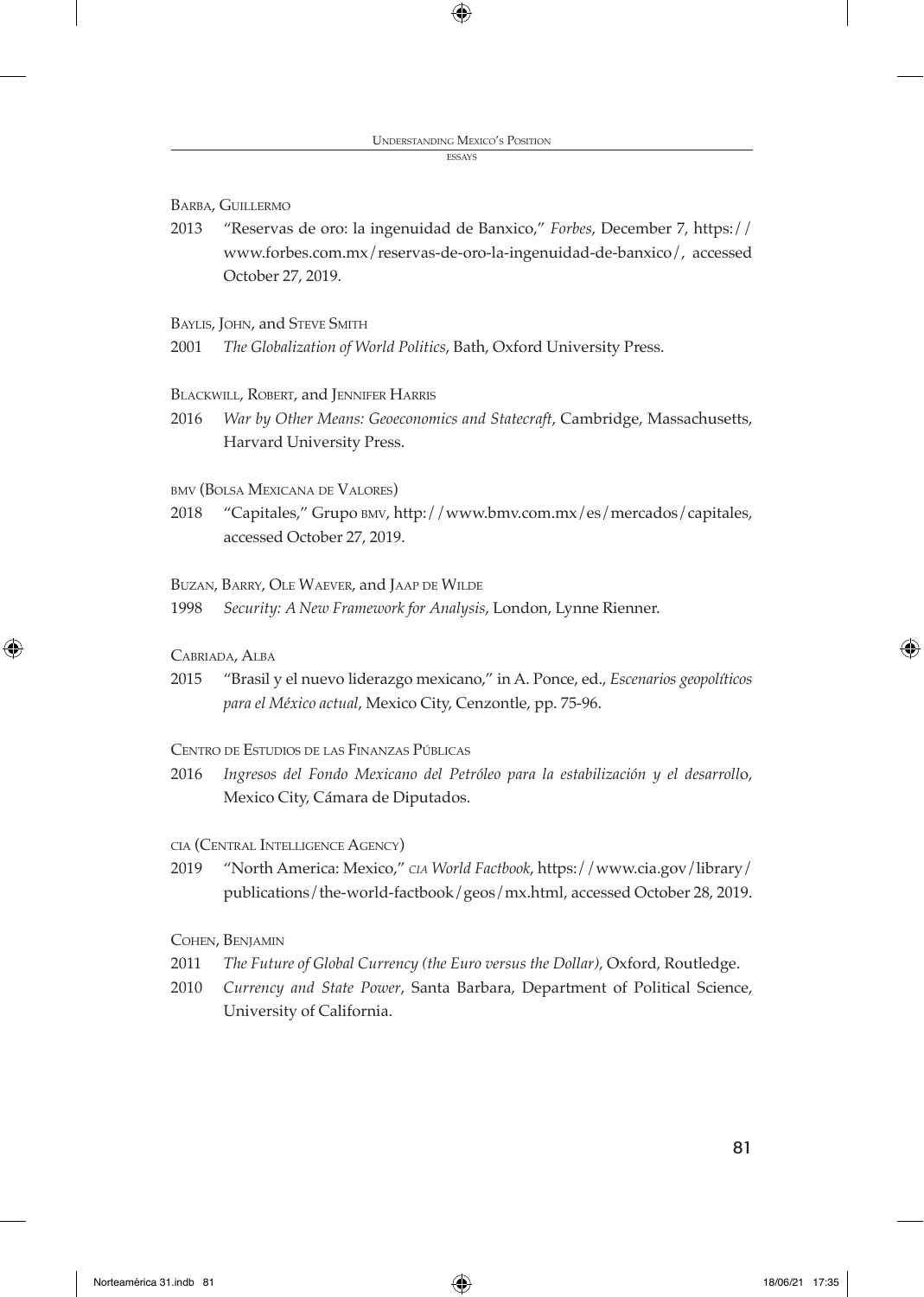Barba, Guillermo

2013 "Reservas de oro: la ingenuidad de Banxico," *Forbes*, December 7, https://www.forbes.com.mx/reservas-de-oro-la-ingenuidad-de-banxico/, accessed October 27, 2019.

Baylis, John, and Steve Smith

2001 *The Globalization of World Politics*, Bath, Oxford University Press.

Blackwill, Robert, and Jennifer Harris

2016 *War by Other Means: Geoeconomics and Statecraft*, Cambridge, Massachusetts, Harvard University Press.

bmv (Bolsa Mexicana de Valores)

2018 "Capitales," Grupo bmv, http://www.bmv.com.mx/es/mercados/capitales, accessed October 27, 2019.

Buzan, Barry, Ole Waever, and Jaap de Wilde

1998 *Security: A New Framework for Analysis*, London, Lynne Rienner.

Cabriada, Alba

2015 "Brasil y el nuevo liderazgo mexicano," in A. Ponce, ed., *Escenarios geopolíticos para el México actual*, Mexico City, Cenzontle, pp. 75-96.

Centro de Estudios de las Finanzas Públicas

2016 *Ingresos del Fondo Mexicano del Petróleo para la estabilización y el desarrollo*, Mexico City, Cámara de Diputados.

cia (Central Intelligence Agency)

2019 "North America: Mexico," *cia World Factbook*, https://www.cia.gov/library/publications/the-world-factbook/geos/mx.html, accessed October 28, 2019.

Cohen, Benjamin

2011 *The Future of Global Currency (the Euro versus the Dollar)*, Oxford, Routledge.

2010 *Currency and State Power*, Santa Barbara, Department of Political Science, University of California.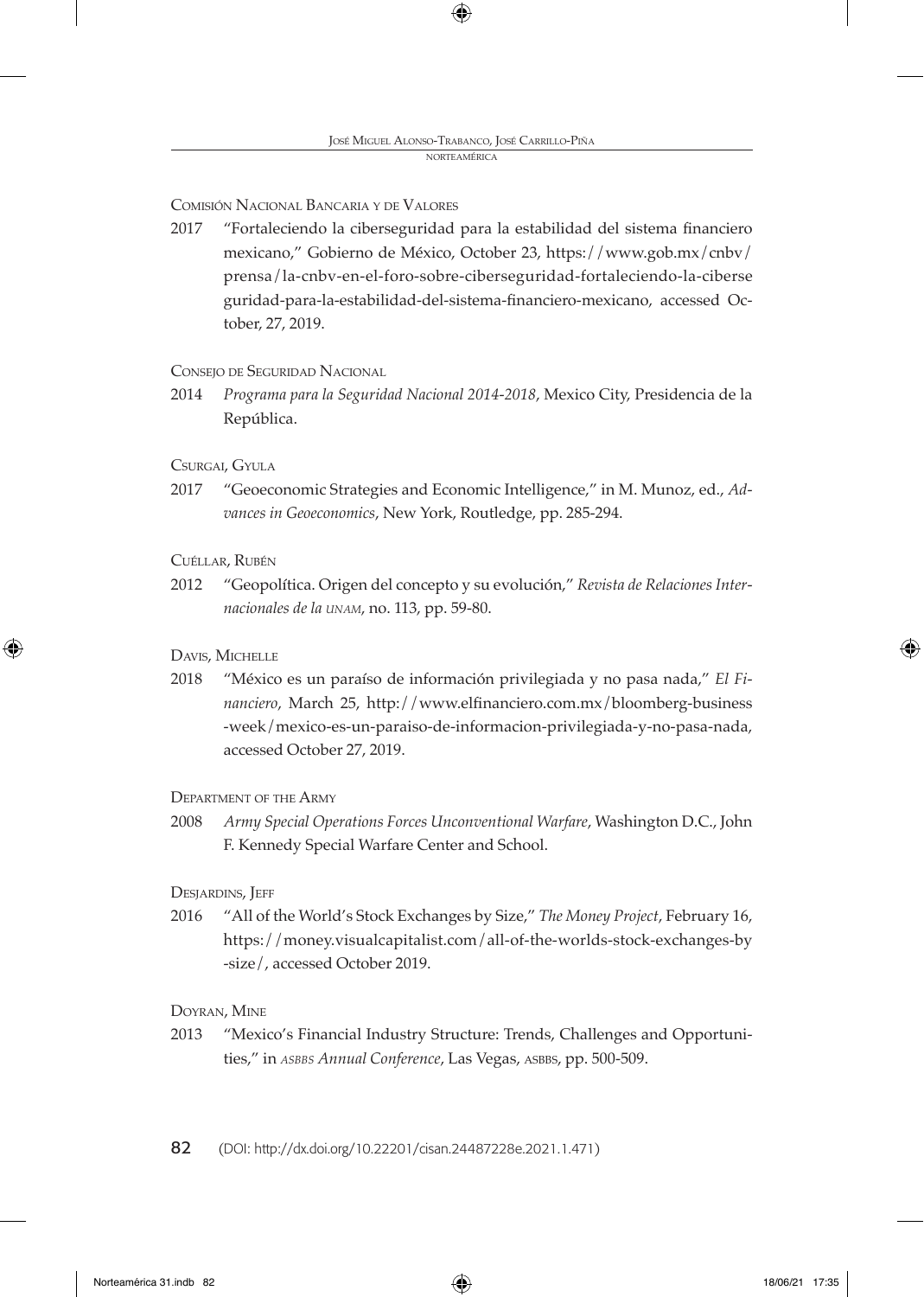Comisión Nacional Bancaria y de Valores

2017 "Fortaleciendo la ciberseguridad para la estabilidad del sistema financiero mexicano," Gobierno de México, October 23, https://www.gob.mx/cnbv/prensa/la-cnbv-en-el-foro-sobre-ciberseguridad-fortaleciendo-la-ciberseguridad-para-la-estabilidad-del-sistema-financiero-mexicano, accessed October, 27, 2019.

Consejo de Seguridad Nacional

2014 *Programa para la Seguridad Nacional 2014-2018*, Mexico City, Presidencia de la República.

Csurgai, Gyula

2017 "Geoeconomic Strategies and Economic Intelligence," in M. Munoz, ed., *Advances in Geoeconomics*, New York, Routledge, pp. 285-294.

Cuéllar, Rubén

2012 "Geopolítica. Origen del concepto y su evolución," *Revista de Relaciones Internacionales de la UNAM*, no. 113, pp. 59-80.

Davis, Michelle

2018 "México es un paraíso de información privilegiada y no pasa nada," *El Financiero*, March 25, http://www.elfinanciero.com.mx/bloomberg-business-week/mexico-es-un-paraiso-de-informacion-privilegiada-y-no-pasa-nada, accessed October 27, 2019.

Department of the Army

2008 *Army Special Operations Forces Unconventional Warfare*, Washington D.C., John F. Kennedy Special Warfare Center and School.

Desjardins, Jeff

2016 "All of the World's Stock Exchanges by Size," *The Money Project*, February 16, https://money.visualcapitalist.com/all-of-the-worlds-stock-exchanges-by-size/, accessed October 2019.

Doyran, Mine

2013 "Mexico's Financial Industry Structure: Trends, Challenges and Opportunities," in *ASBBS Annual Conference*, Las Vegas, ASBBS, pp. 500-509.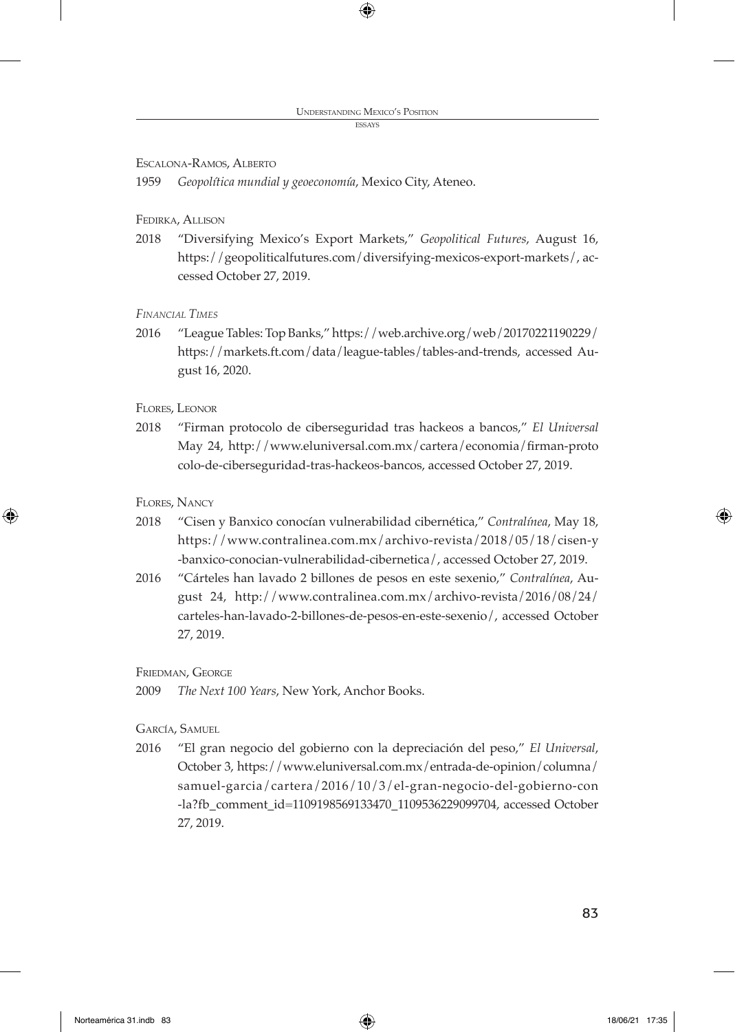Escalona-Ramos, Alberto

1959 *Geopolítica mundial y geoeconomía*, Mexico City, Ateneo.

Fedirka, Allison

2018 "Diversifying Mexico's Export Markets," *Geopolitical Futures*, August 16, https://geopoliticalfutures.com/diversifying-mexicos-export-markets/, accessed October 27, 2019.

*Financial Times*

2016 "League Tables: Top Banks," https://web.archive.org/web/20170221190229/https://markets.ft.com/data/league-tables/tables-and-trends, accessed August 16, 2020.

Flores, Leonor

2018 "Firman protocolo de ciberseguridad tras hackeos a bancos," *El Universal* May 24, http://www.eluniversal.com.mx/cartera/economia/firman-protocolo-de-ciberseguridad-tras-hackeos-bancos, accessed October 27, 2019.

Flores, Nancy

2018 "Cisen y Banxico conocían vulnerabilidad cibernética," *Contralínea*, May 18, https://www.contralinea.com.mx/archivo-revista/2018/05/18/cisen-y-banxico-conocian-vulnerabilidad-cibernetica/, accessed October 27, 2019.

2016 "Cárteles han lavado 2 billones de pesos en este sexenio," *Contralínea*, August 24, http://www.contralinea.com.mx/archivo-revista/2016/08/24/carteles-han-lavado-2-billones-de-pesos-en-este-sexenio/, accessed October 27, 2019.

Friedman, George

2009 *The Next 100 Years*, New York, Anchor Books.

García, Samuel

2016 "El gran negocio del gobierno con la depreciación del peso," *El Universal*, October 3, https://www.eluniversal.com.mx/entrada-de-opinion/columna/samuel-garcia/cartera/2016/10/3/el-gran-negocio-del-gobierno-con-la?fb_comment_id=1109198569133470_1109536229099704, accessed October 27, 2019.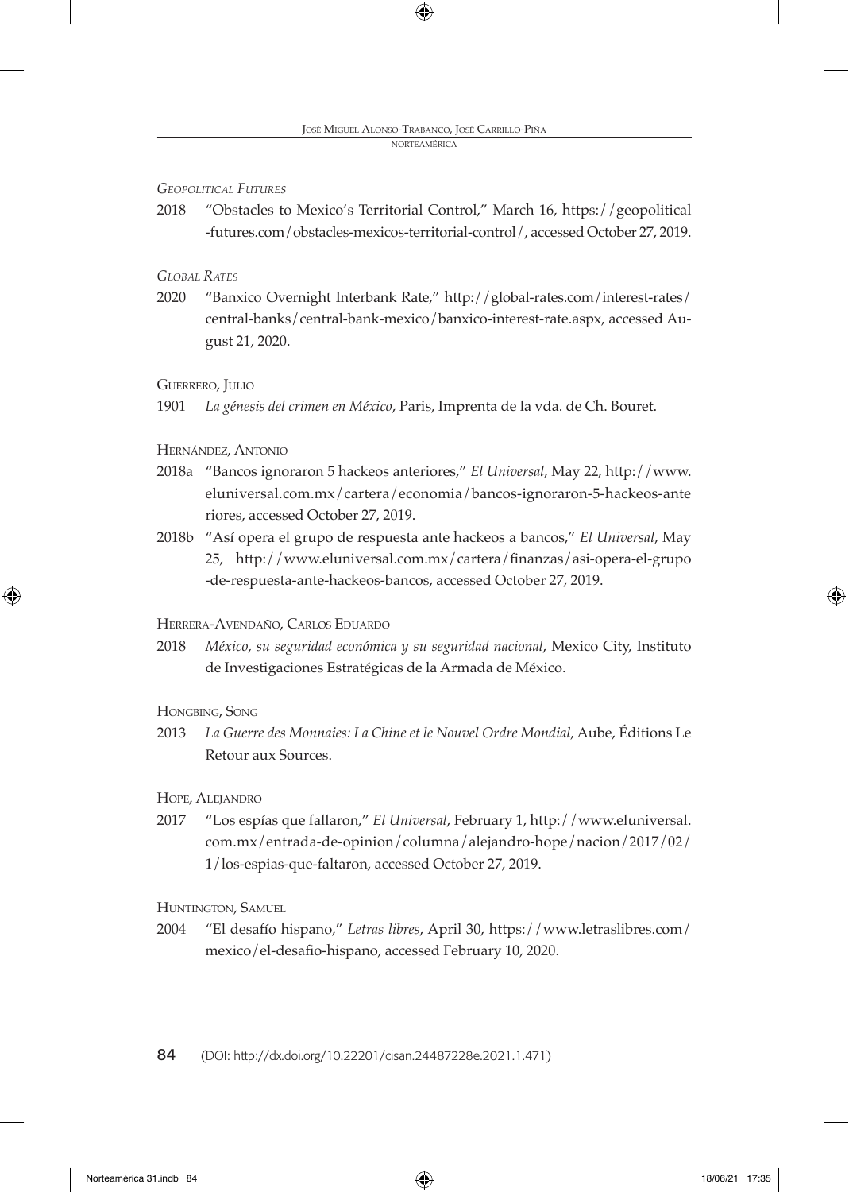*Geopolitical Futures*

2018 "Obstacles to Mexico's Territorial Control," March 16, https://geopolitical-futures.com/obstacles-mexicos-territorial-control/, accessed October 27, 2019.

*Global Rates*

2020 "Banxico Overnight Interbank Rate," http://global-rates.com/interest-rates/central-banks/central-bank-mexico/banxico-interest-rate.aspx, accessed August 21, 2020.

Guerrero, Julio

1901 *La génesis del crimen en México*, Paris, Imprenta de la vda. de Ch. Bouret.

Hernández, Antonio

2018a "Bancos ignoraron 5 hackeos anteriores," *El Universal*, May 22, http://www.eluniversal.com.mx/cartera/economia/bancos-ignoraron-5-hackeos-anteriores, accessed October 27, 2019.

2018b "Así opera el grupo de respuesta ante hackeos a bancos," *El Universal*, May 25, http://www.eluniversal.com.mx/cartera/finanzas/asi-opera-el-grupo-de-respuesta-ante-hackeos-bancos, accessed October 27, 2019.

Herrera-Avendaño, Carlos Eduardo

2018 *México, su seguridad económica y su seguridad nacional*, Mexico City, Instituto de Investigaciones Estratégicas de la Armada de México.

Hongbing, Song

2013 *La Guerre des Monnaies: La Chine et le Nouvel Ordre Mondial*, Aube, Éditions Le Retour aux Sources.

Hope, Alejandro

2017 "Los espías que fallaron," *El Universal*, February 1, http://www.eluniversal.com.mx/entrada-de-opinion/columna/alejandro-hope/nacion/2017/02/1/los-espias-que-faltaron, accessed October 27, 2019.

Huntington, Samuel

2004 "El desafío hispano," *Letras libres*, April 30, https://www.letraslibres.com/mexico/el-desafio-hispano, accessed February 10, 2020.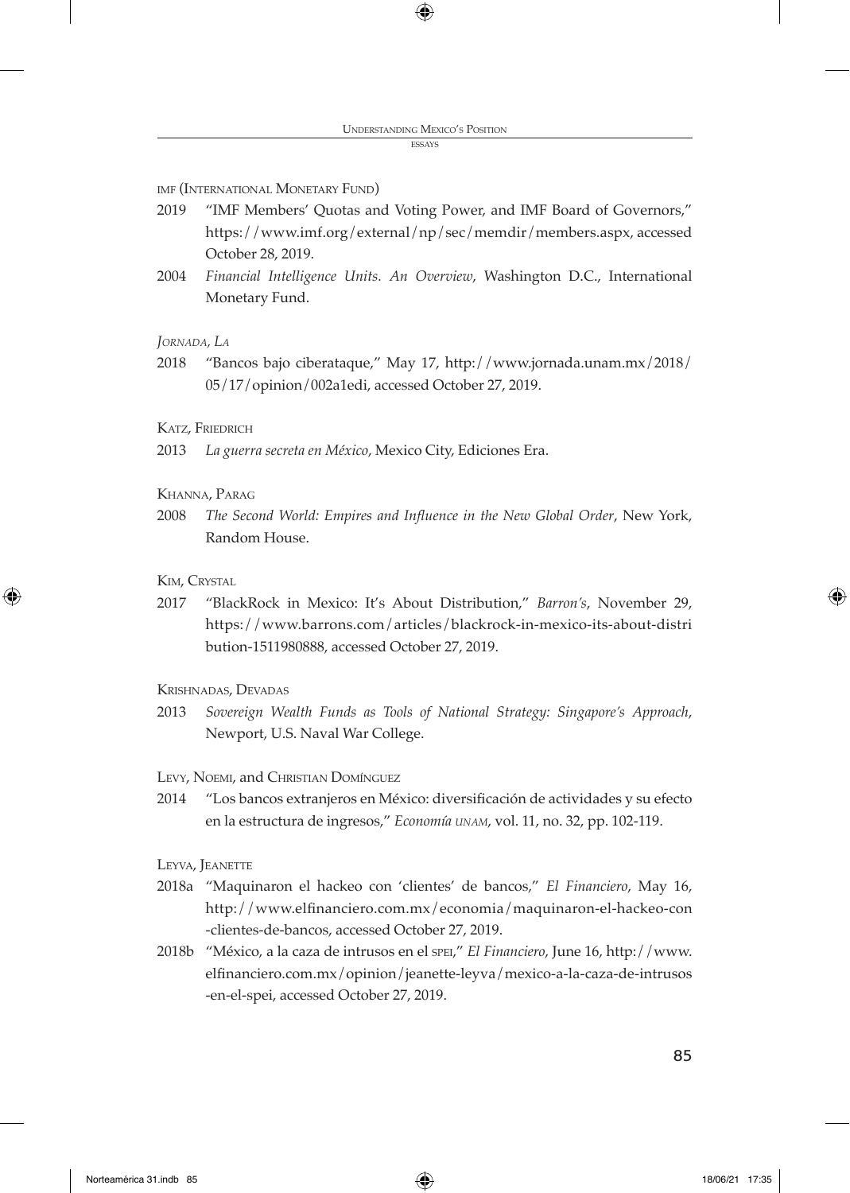IMF (International Monetary Fund)

2019 "IMF Members' Quotas and Voting Power, and IMF Board of Governors," https://www.imf.org/external/np/sec/memdir/members.aspx, accessed October 28, 2019.

2004 *Financial Intelligence Units. An Overview*, Washington D.C., International Monetary Fund.

*Jornada, La*

2018 "Bancos bajo ciberataque," May 17, http://www.jornada.unam.mx/2018/05/17/opinion/002a1edi, accessed October 27, 2019.

Katz, Friedrich

2013 *La guerra secreta en México*, Mexico City, Ediciones Era.

Khanna, Parag

2008 *The Second World: Empires and Influence in the New Global Order*, New York, Random House.

Kim, Crystal

2017 "BlackRock in Mexico: It's About Distribution," *Barron's*, November 29, https://www.barrons.com/articles/blackrock-in-mexico-its-about-distribution-1511980888, accessed October 27, 2019.

Krishnadas, Devadas

2013 *Sovereign Wealth Funds as Tools of National Strategy: Singapore's Approach*, Newport, U.S. Naval War College.

Levy, Noemi, and Christian Domínguez

2014 "Los bancos extranjeros en México: diversificación de actividades y su efecto en la estructura de ingresos," *Economía unam*, vol. 11, no. 32, pp. 102-119.

Leyva, Jeanette

2018a "Maquinaron el hackeo con 'clientes' de bancos," *El Financiero*, May 16, http://www.elfinanciero.com.mx/economia/maquinaron-el-hackeo-con-clientes-de-bancos, accessed October 27, 2019.

2018b "México, a la caza de intrusos en el spei," *El Financiero*, June 16, http://www.elfinanciero.com.mx/opinion/jeanette-leyva/mexico-a-la-caza-de-intrusos-en-el-spei, accessed October 27, 2019.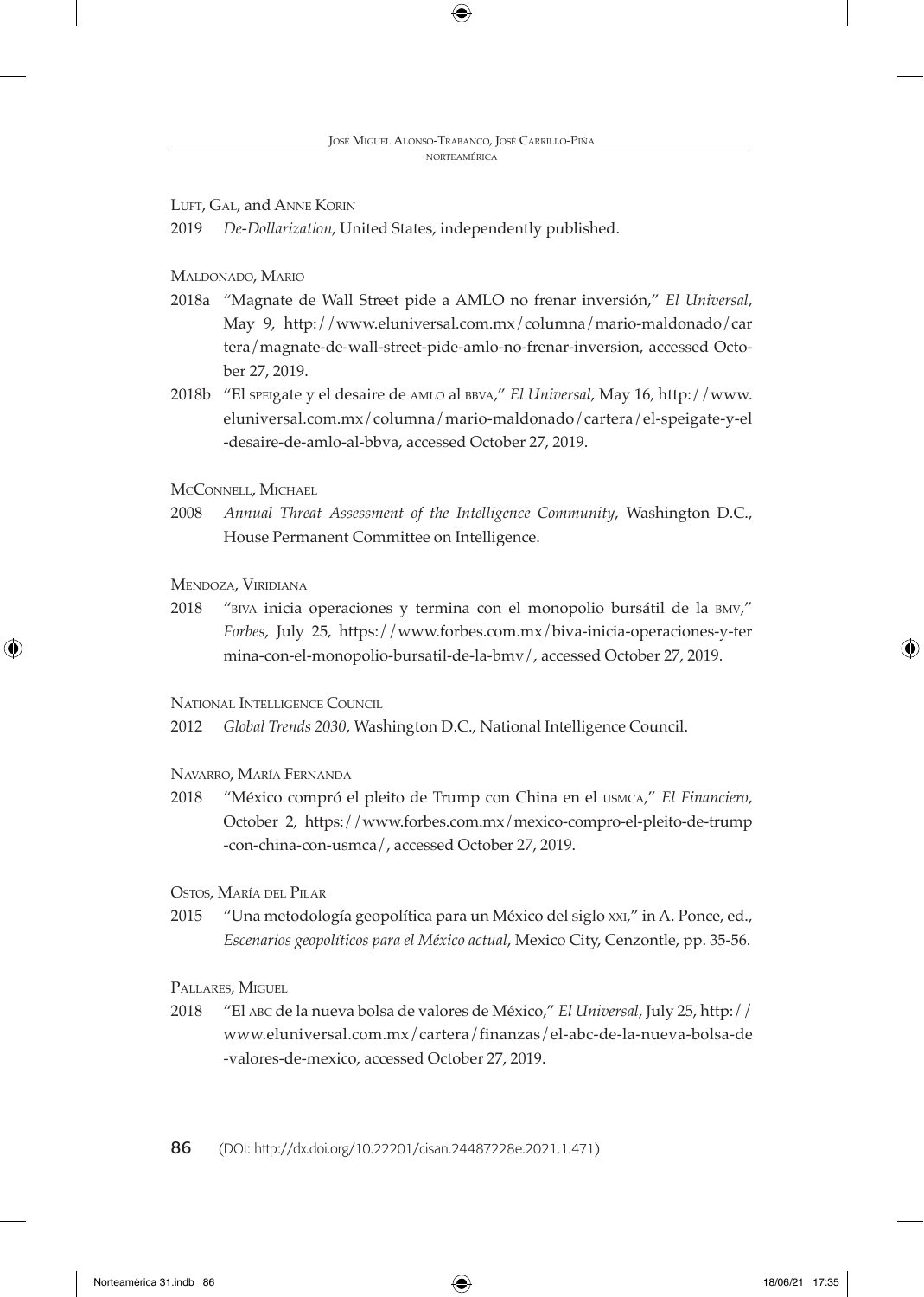Luft, Gal, and Anne Korin

2019 *De-Dollarization*, United States, independently published.

Maldonado, Mario

2018a "Magnate de Wall Street pide a AMLO no frenar inversión," *El Universal*, May 9, http://www.eluniversal.com.mx/columna/mario-maldonado/cartera/magnate-de-wall-street-pide-amlo-no-frenar-inversion, accessed October 27, 2019.

2018b "El SPEIgate y el desaire de AMLO al BBVA," *El Universal*, May 16, http://www.eluniversal.com.mx/columna/mario-maldonado/cartera/el-speigate-y-el-desaire-de-amlo-al-bbva, accessed October 27, 2019.

McConnell, Michael

2008 *Annual Threat Assessment of the Intelligence Community*, Washington D.C., House Permanent Committee on Intelligence.

Mendoza, Viridiana

2018 "BIVA inicia operaciones y termina con el monopolio bursátil de la BMV," *Forbes*, July 25, https://www.forbes.com.mx/biva-inicia-operaciones-y-termina-con-el-monopolio-bursatil-de-la-bmv/, accessed October 27, 2019.

National Intelligence Council

2012 *Global Trends 2030*, Washington D.C., National Intelligence Council.

Navarro, María Fernanda

2018 "México compró el pleito de Trump con China en el USMCA," *El Financiero*, October 2, https://www.forbes.com.mx/mexico-compro-el-pleito-de-trump-con-china-con-usmca/, accessed October 27, 2019.

Ostos, María del Pilar

2015 "Una metodología geopolítica para un México del siglo XXI," in A. Ponce, ed., *Escenarios geopolíticos para el México actual*, Mexico City, Cenzontle, pp. 35-56.

Pallares, Miguel

2018 "El ABC de la nueva bolsa de valores de México," *El Universal*, July 25, http://www.eluniversal.com.mx/cartera/finanzas/el-abc-de-la-nueva-bolsa-de-valores-de-mexico, accessed October 27, 2019.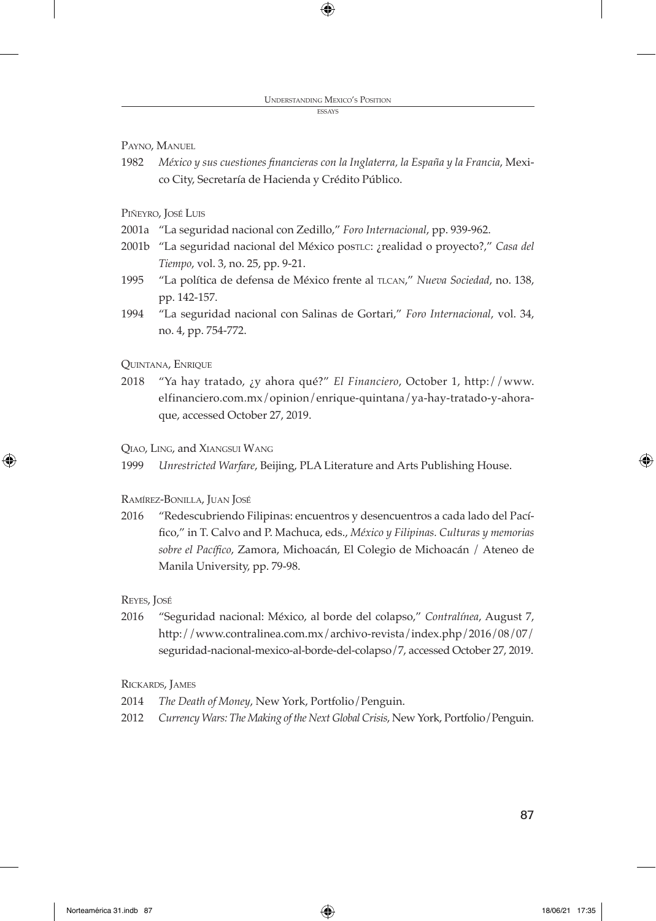Payno, Manuel

1982 *México y sus cuestiones financieras con la Inglaterra, la España y la Francia*, Mexico City, Secretaría de Hacienda y Crédito Público.

Piñeyro, José Luis

2001a "La seguridad nacional con Zedillo," *Foro Internacional*, pp. 939-962.

2001b "La seguridad nacional del México postlc: ¿realidad o proyecto?," *Casa del Tiempo*, vol. 3, no. 25, pp. 9-21.

1995 "La política de defensa de México frente al tlcan," *Nueva Sociedad*, no. 138, pp. 142-157.

1994 "La seguridad nacional con Salinas de Gortari," *Foro Internacional*, vol. 34, no. 4, pp. 754-772.

Quintana, Enrique

2018 "Ya hay tratado, ¿y ahora qué?" *El Financiero*, October 1, http://www.elfinanciero.com.mx/opinion/enrique-quintana/ya-hay-tratado-y-ahora-que, accessed October 27, 2019.

Qiao, Ling, and Xiangsui Wang

1999 *Unrestricted Warfare*, Beijing, PLA Literature and Arts Publishing House.

Ramírez-Bonilla, Juan José

2016 "Redescubriendo Filipinas: encuentros y desencuentros a cada lado del Pacífico," in T. Calvo and P. Machuca, eds., *México y Filipinas. Culturas y memorias sobre el Pacífico*, Zamora, Michoacán, El Colegio de Michoacán / Ateneo de Manila University, pp. 79-98.

Reyes, José

2016 "Seguridad nacional: México, al borde del colapso," *Contralínea*, August 7, http://www.contralinea.com.mx/archivo-revista/index.php/2016/08/07/seguridad-nacional-mexico-al-borde-del-colapso/7, accessed October 27, 2019.

Rickards, James

2014 *The Death of Money*, New York, Portfolio/Penguin.

2012 *Currency Wars: The Making of the Next Global Crisis*, New York, Portfolio/Penguin.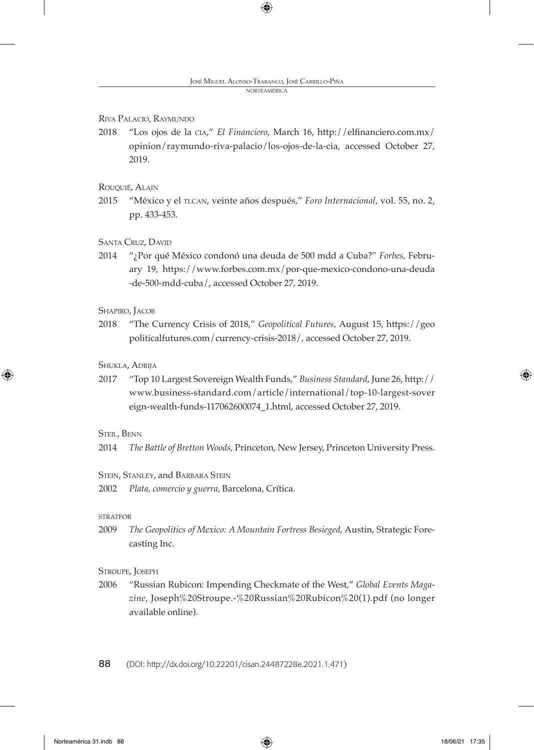Riva Palacio, Raymundo

2018 "Los ojos de la cia," *El Financiero*, March 16, http://elfinanciero.com.mx/opinion/raymundo-riva-palacio/los-ojos-de-la-cia, accessed October 27, 2019.

Rouquié, Alain

2015 "México y el tlcan, veinte años después," *Foro Internacional*, vol. 55, no. 2, pp. 433-453.

Santa Cruz, David

2014 "¿Por qué México condonó una deuda de 500 mdd a Cuba?" *Forbes*, February 19, https://www.forbes.com.mx/por-que-mexico-condono-una-deuda-de-500-mdd-cuba/, accessed October 27, 2019.

Shapiro, Jacob

2018 "The Currency Crisis of 2018," *Geopolitical Futures*, August 15, https://geopoliticalfutures.com/currency-crisis-2018/, accessed October 27, 2019.

Shukla, Adrija

2017 "Top 10 Largest Sovereign Wealth Funds," *Business Standard*, June 26, http://www.business-standard.com/article/international/top-10-largest-sovereign-wealth-funds-117062600074_1.html, accessed October 27, 2019.

Steil, Benn

2014 *The Battle of Bretton Woods*, Princeton, New Jersey, Princeton University Press.

Stein, Stanley, and Barbara Stein

2002 *Plata, comercio y guerra*, Barcelona, Crítica.

stratfor

2009 *The Geopolitics of Mexico: A Mountain Fortress Besieged*, Austin, Strategic Forecasting Inc.

Stroupe, Joseph

2006 "Russian Rubicon: Impending Checkmate of the West," *Global Events Magazine*, Joseph%20Stroupe.-%20Russian%20Rubicon%20(1).pdf (no longer available online).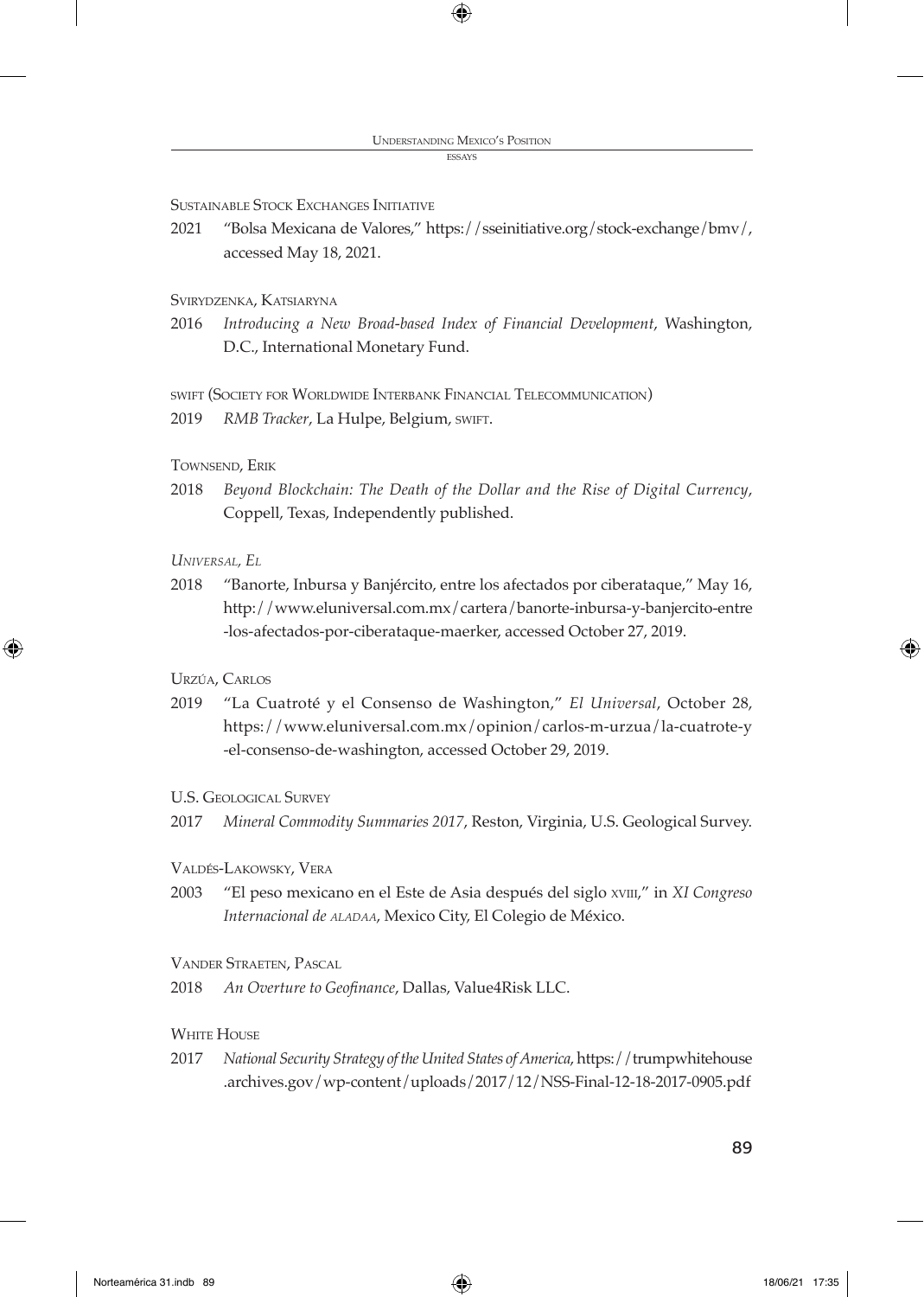Sustainable Stock Exchanges Initiative

2021 "Bolsa Mexicana de Valores," https://sseinitiative.org/stock-exchange/bmv/, accessed May 18, 2021.

Svirydzenka, Katsiaryna

2016 *Introducing a New Broad-based Index of Financial Development*, Washington, D.C., International Monetary Fund.

swift (Society for Worldwide Interbank Financial Telecommunication)

2019 *RMB Tracker*, La Hulpe, Belgium, swift.

Townsend, Erik

2018 *Beyond Blockchain: The Death of the Dollar and the Rise of Digital Currency*, Coppell, Texas, Independently published.

*Universal, El*

2018 "Banorte, Inbursa y Banjército, entre los afectados por ciberataque," May 16, http://www.eluniversal.com.mx/cartera/banorte-inbursa-y-banjercito-entre-los-afectados-por-ciberataque-maerker, accessed October 27, 2019.

Urzúa, Carlos

2019 "La Cuatroté y el Consenso de Washington," *El Universal*, October 28, https://www.eluniversal.com.mx/opinion/carlos-m-urzua/la-cuatrote-y-el-consenso-de-washington, accessed October 29, 2019.

U.S. Geological Survey

2017 *Mineral Commodity Summaries 2017*, Reston, Virginia, U.S. Geological Survey.

Valdés-Lakowsky, Vera

2003 "El peso mexicano en el Este de Asia después del siglo xviii," in *XI Congreso Internacional de aladaa*, Mexico City, El Colegio de México.

Vander Straeten, Pascal

2018 *An Overture to Geofinance*, Dallas, Value4Risk LLC.

White House

2017 *National Security Strategy of the United States of America*, https://trumpwhitehouse.archives.gov/wp-content/uploads/2017/12/NSS-Final-12-18-2017-0905.pdf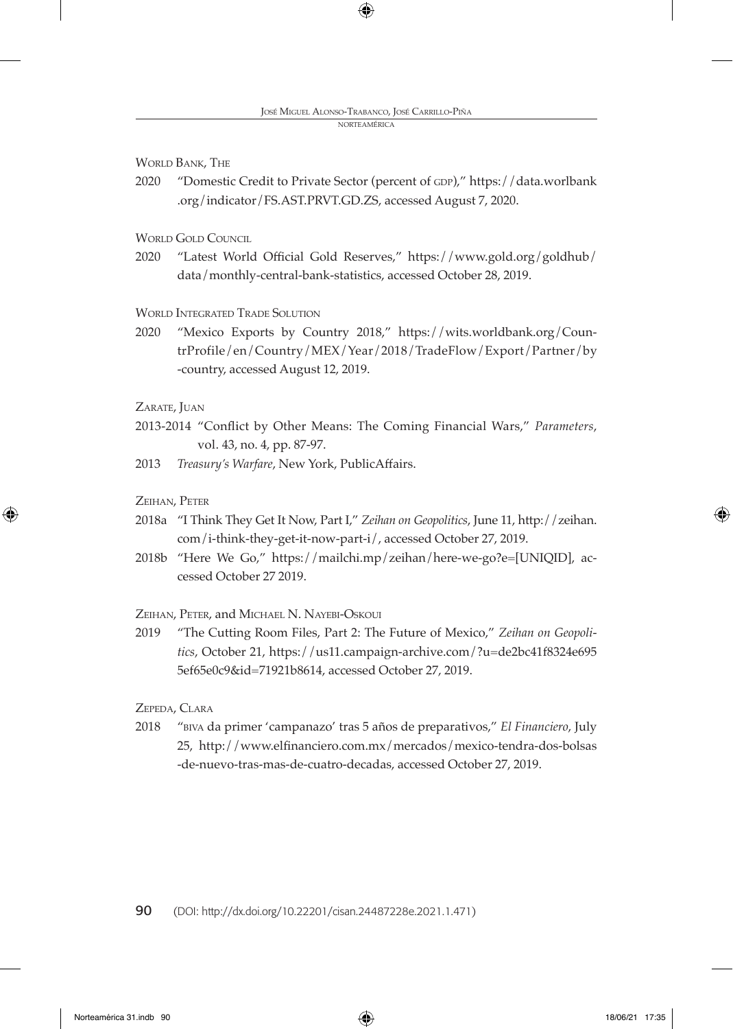World Bank, The

2020 "Domestic Credit to Private Sector (percent of GDP)," https://data.worlbank.org/indicator/FS.AST.PRVT.GD.ZS, accessed August 7, 2020.

World Gold Council

2020 "Latest World Official Gold Reserves," https://www.gold.org/goldhub/data/monthly-central-bank-statistics, accessed October 28, 2019.

World Integrated Trade Solution

2020 "Mexico Exports by Country 2018," https://wits.worldbank.org/CountrProfile/en/Country/MEX/Year/2018/TradeFlow/Export/Partner/by-country, accessed August 12, 2019.

Zarate, Juan

2013-2014 "Conflict by Other Means: The Coming Financial Wars," *Parameters*, vol. 43, no. 4, pp. 87-97.

2013 *Treasury's Warfare*, New York, PublicAffairs.

Zeihan, Peter

2018a "I Think They Get It Now, Part I," *Zeihan on Geopolitics*, June 11, http://zeihan.com/i-think-they-get-it-now-part-i/, accessed October 27, 2019.

2018b "Here We Go," https://mailchi.mp/zeihan/here-we-go?e=[UNIQID], accessed October 27 2019.

Zeihan, Peter, and Michael N. Nayebi-Oskoui

2019 "The Cutting Room Files, Part 2: The Future of Mexico," *Zeihan on Geopolitics*, October 21, https://us11.campaign-archive.com/?u=de2bc41f8324e6955ef65e0c9&id=71921b8614, accessed October 27, 2019.

Zepeda, Clara

2018 "BIVA da primer 'campanazo' tras 5 años de preparativos," *El Financiero*, July 25, http://www.elfinanciero.com.mx/mercados/mexico-tendra-dos-bolsas-de-nuevo-tras-mas-de-cuatro-decadas, accessed October 27, 2019.